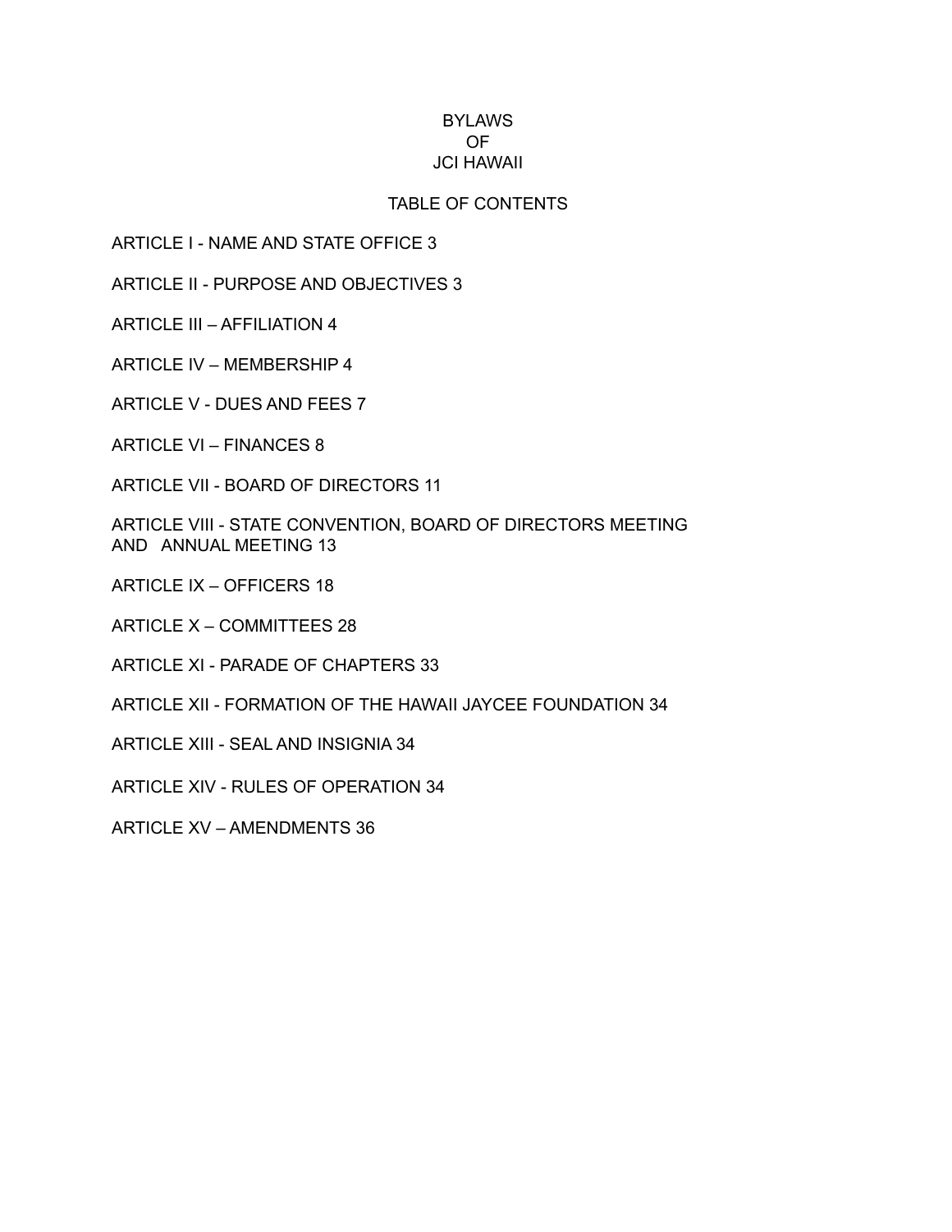# BYLAWS
# OF
# JCI HAWAII

## TABLE OF CONTENTS

ARTICLE I - NAME AND STATE OFFICE 3

ARTICLE II - PURPOSE AND OBJECTIVES 3

ARTICLE III – AFFILIATION 4

ARTICLE IV – MEMBERSHIP 4

ARTICLE V - DUES AND FEES 7

ARTICLE VI – FINANCES 8

ARTICLE VII - BOARD OF DIRECTORS 11

ARTICLE VIII - STATE CONVENTION, BOARD OF DIRECTORS MEETING AND ANNUAL MEETING 13

ARTICLE IX – OFFICERS 18

ARTICLE X – COMMITTEES 28

ARTICLE XI - PARADE OF CHAPTERS 33

ARTICLE XII - FORMATION OF THE HAWAII JAYCEE FOUNDATION 34

ARTICLE XIII - SEAL AND INSIGNIA 34

ARTICLE XIV - RULES OF OPERATION 34

ARTICLE XV – AMENDMENTS 36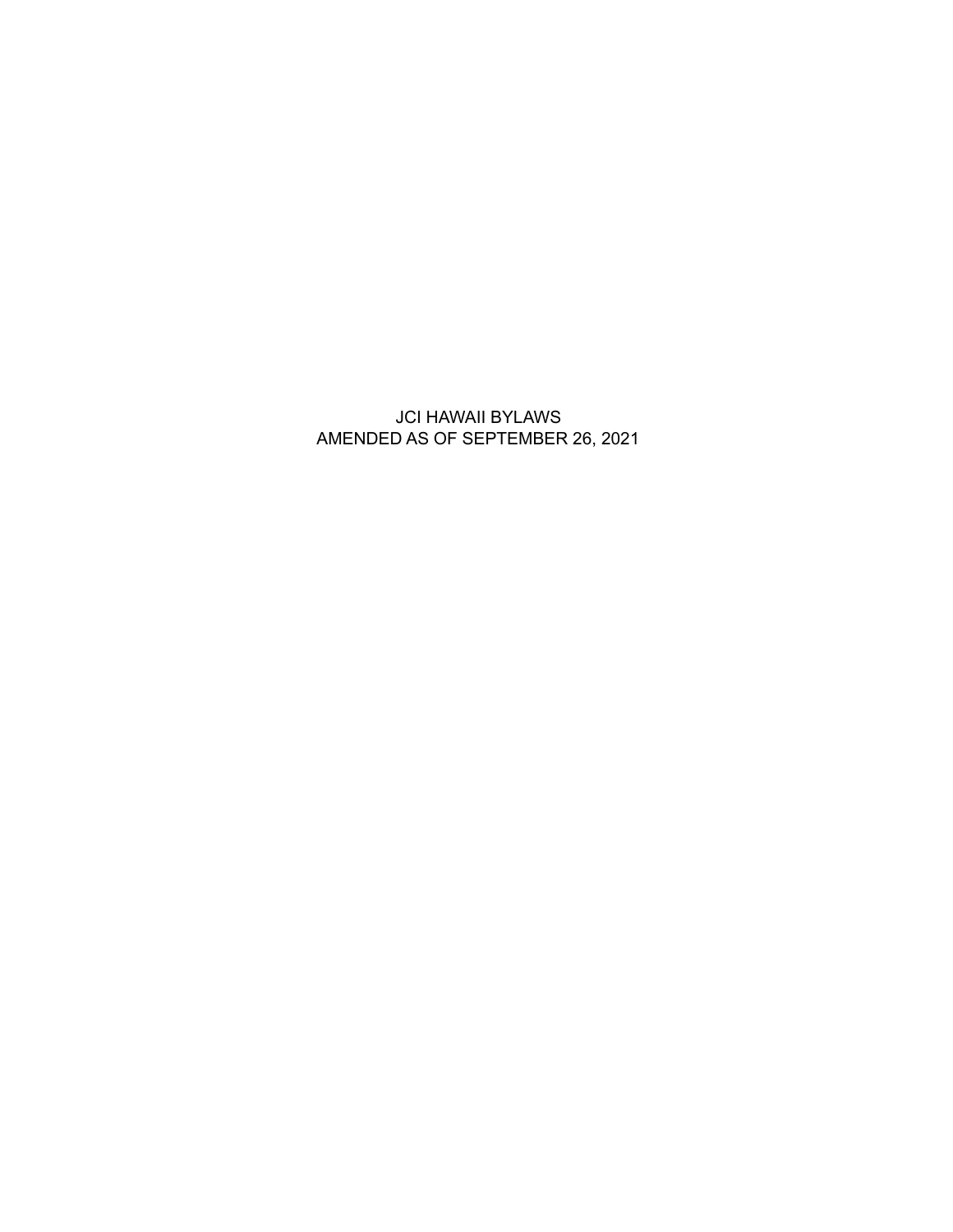# JCI HAWAII BYLAWS
AMENDED AS OF SEPTEMBER 26, 2021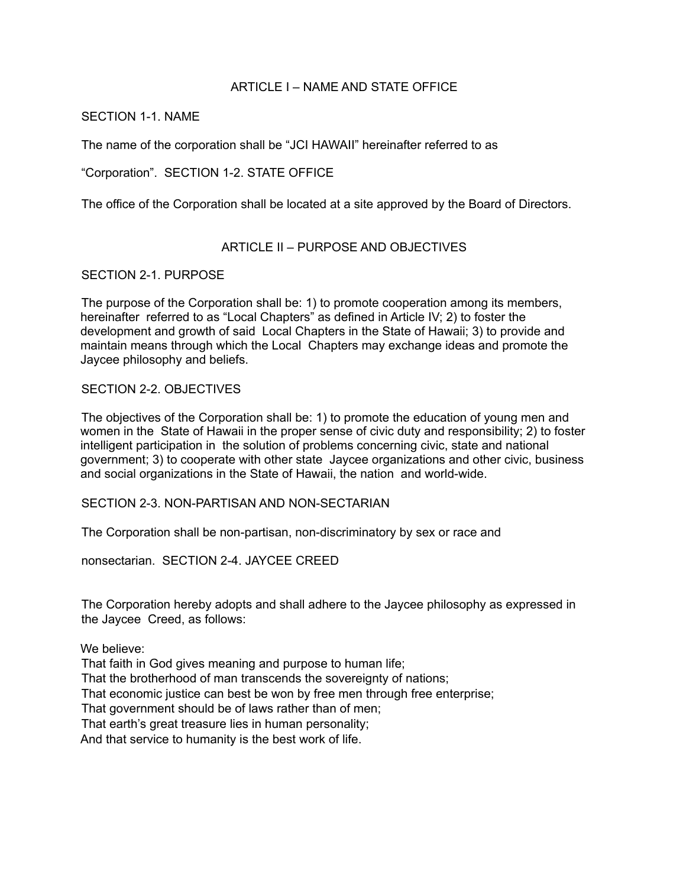## ARTICLE I – NAME AND STATE OFFICE

### SECTION 1-1. NAME

The name of the corporation shall be "JCI HAWAII" hereinafter referred to as "Corporation".

### SECTION 1-2. STATE OFFICE

The office of the Corporation shall be located at a site approved by the Board of Directors.

## ARTICLE II – PURPOSE AND OBJECTIVES

### SECTION 2-1. PURPOSE

The purpose of the Corporation shall be: 1) to promote cooperation among its members, hereinafter referred to as "Local Chapters" as defined in Article IV; 2) to foster the development and growth of said Local Chapters in the State of Hawaii; 3) to provide and maintain means through which the Local Chapters may exchange ideas and promote the Jaycee philosophy and beliefs.

### SECTION 2-2. OBJECTIVES

The objectives of the Corporation shall be: 1) to promote the education of young men and women in the State of Hawaii in the proper sense of civic duty and responsibility; 2) to foster intelligent participation in the solution of problems concerning civic, state and national government; 3) to cooperate with other state Jaycee organizations and other civic, business and social organizations in the State of Hawaii, the nation and world-wide.

### SECTION 2-3. NON-PARTISAN AND NON-SECTARIAN

The Corporation shall be non-partisan, non-discriminatory by sex or race and nonsectarian.

### SECTION 2-4. JAYCEE CREED

The Corporation hereby adopts and shall adhere to the Jaycee philosophy as expressed in the Jaycee Creed, as follows:

We believe:
That faith in God gives meaning and purpose to human life;
That the brotherhood of man transcends the sovereignty of nations;
That economic justice can best be won by free men through free enterprise;
That government should be of laws rather than of men;
That earth's great treasure lies in human personality;
And that service to humanity is the best work of life.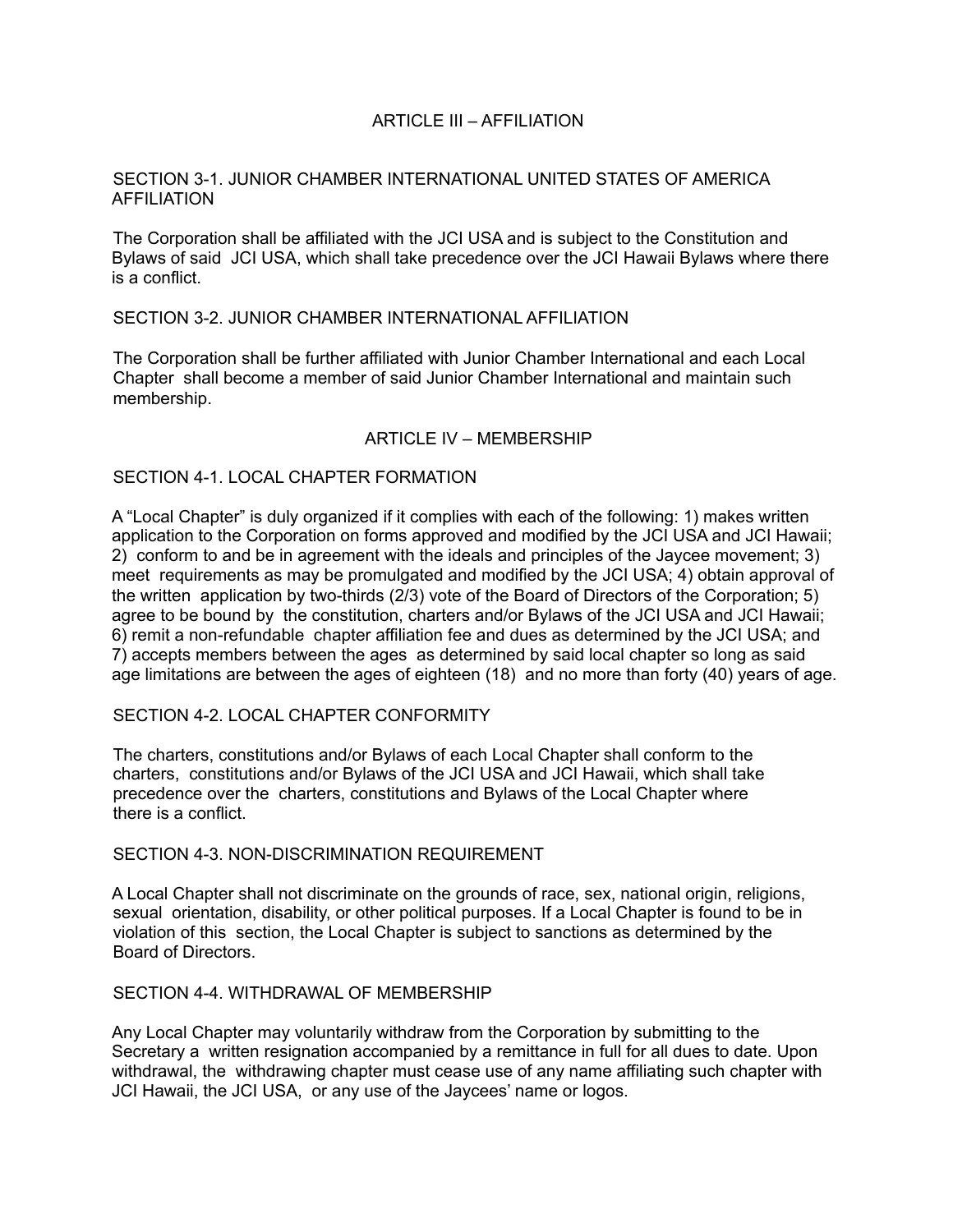## ARTICLE III – AFFILIATION

### SECTION 3-1. JUNIOR CHAMBER INTERNATIONAL UNITED STATES OF AMERICA AFFILIATION

The Corporation shall be affiliated with the JCI USA and is subject to the Constitution and Bylaws of said JCI USA, which shall take precedence over the JCI Hawaii Bylaws where there is a conflict.

### SECTION 3-2. JUNIOR CHAMBER INTERNATIONAL AFFILIATION

The Corporation shall be further affiliated with Junior Chamber International and each Local Chapter shall become a member of said Junior Chamber International and maintain such membership.

## ARTICLE IV – MEMBERSHIP

### SECTION 4-1. LOCAL CHAPTER FORMATION

A "Local Chapter" is duly organized if it complies with each of the following: 1) makes written application to the Corporation on forms approved and modified by the JCI USA and JCI Hawaii; 2) conform to and be in agreement with the ideals and principles of the Jaycee movement; 3) meet requirements as may be promulgated and modified by the JCI USA; 4) obtain approval of the written application by two-thirds (2/3) vote of the Board of Directors of the Corporation; 5) agree to be bound by the constitution, charters and/or Bylaws of the JCI USA and JCI Hawaii; 6) remit a non-refundable chapter affiliation fee and dues as determined by the JCI USA; and 7) accepts members between the ages as determined by said local chapter so long as said age limitations are between the ages of eighteen (18) and no more than forty (40) years of age.

### SECTION 4-2. LOCAL CHAPTER CONFORMITY

The charters, constitutions and/or Bylaws of each Local Chapter shall conform to the charters, constitutions and/or Bylaws of the JCI USA and JCI Hawaii, which shall take precedence over the charters, constitutions and Bylaws of the Local Chapter where there is a conflict.

### SECTION 4-3. NON-DISCRIMINATION REQUIREMENT

A Local Chapter shall not discriminate on the grounds of race, sex, national origin, religions, sexual orientation, disability, or other political purposes. If a Local Chapter is found to be in violation of this section, the Local Chapter is subject to sanctions as determined by the Board of Directors.

### SECTION 4-4. WITHDRAWAL OF MEMBERSHIP

Any Local Chapter may voluntarily withdraw from the Corporation by submitting to the Secretary a written resignation accompanied by a remittance in full for all dues to date. Upon withdrawal, the withdrawing chapter must cease use of any name affiliating such chapter with JCI Hawaii, the JCI USA, or any use of the Jaycees' name or logos.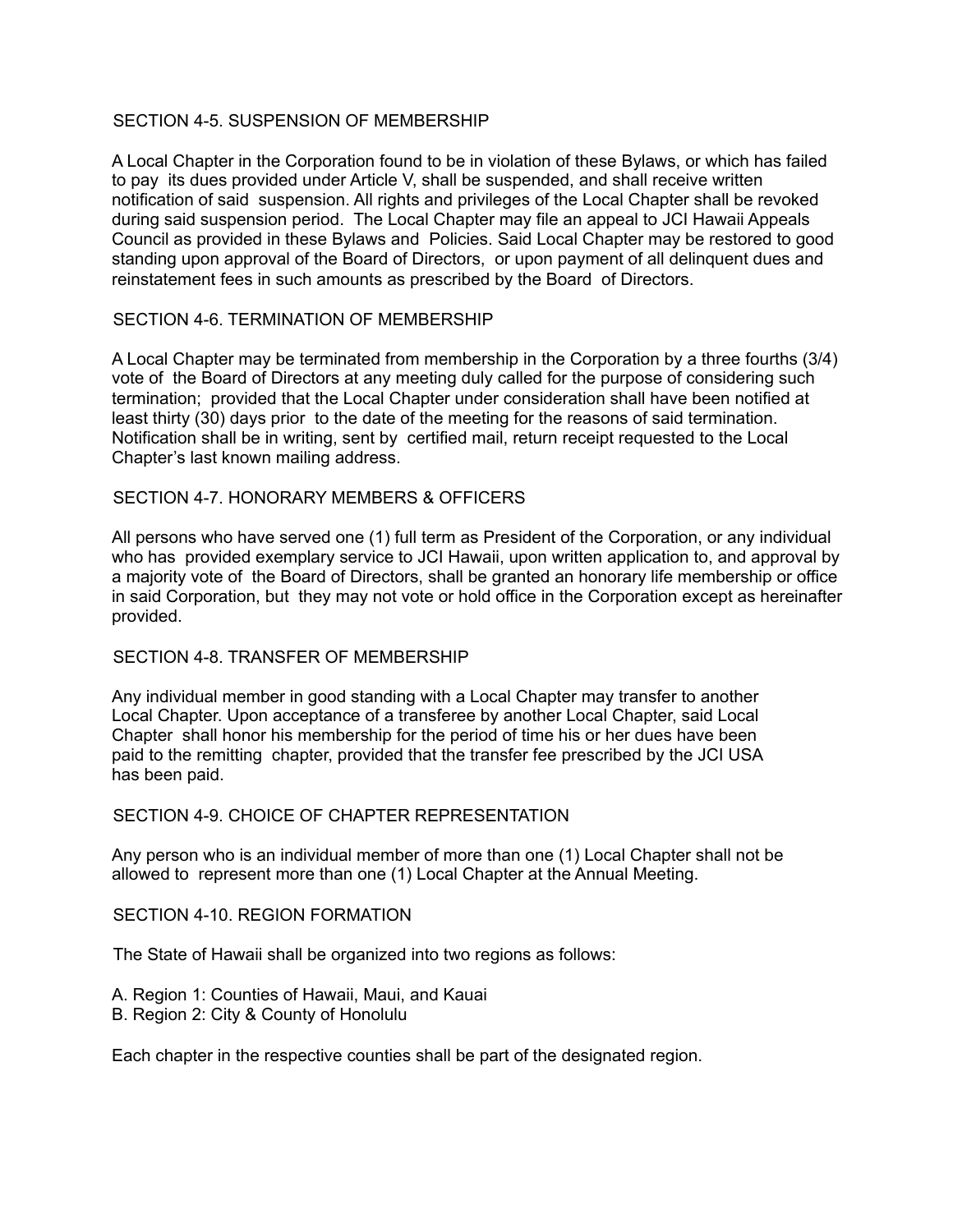### SECTION 4-5. SUSPENSION OF MEMBERSHIP

A Local Chapter in the Corporation found to be in violation of these Bylaws, or which has failed to pay its dues provided under Article V, shall be suspended, and shall receive written notification of said suspension. All rights and privileges of the Local Chapter shall be revoked during said suspension period. The Local Chapter may file an appeal to JCI Hawaii Appeals Council as provided in these Bylaws and Policies. Said Local Chapter may be restored to good standing upon approval of the Board of Directors, or upon payment of all delinquent dues and reinstatement fees in such amounts as prescribed by the Board of Directors.

### SECTION 4-6. TERMINATION OF MEMBERSHIP

A Local Chapter may be terminated from membership in the Corporation by a three fourths (3/4) vote of the Board of Directors at any meeting duly called for the purpose of considering such termination; provided that the Local Chapter under consideration shall have been notified at least thirty (30) days prior to the date of the meeting for the reasons of said termination. Notification shall be in writing, sent by certified mail, return receipt requested to the Local Chapter's last known mailing address.

### SECTION 4-7. HONORARY MEMBERS & OFFICERS

All persons who have served one (1) full term as President of the Corporation, or any individual who has provided exemplary service to JCI Hawaii, upon written application to, and approval by a majority vote of the Board of Directors, shall be granted an honorary life membership or office in said Corporation, but they may not vote or hold office in the Corporation except as hereinafter provided.

### SECTION 4-8. TRANSFER OF MEMBERSHIP

Any individual member in good standing with a Local Chapter may transfer to another Local Chapter. Upon acceptance of a transferee by another Local Chapter, said Local Chapter shall honor his membership for the period of time his or her dues have been paid to the remitting chapter, provided that the transfer fee prescribed by the JCI USA has been paid.

### SECTION 4-9. CHOICE OF CHAPTER REPRESENTATION

Any person who is an individual member of more than one (1) Local Chapter shall not be allowed to represent more than one (1) Local Chapter at the Annual Meeting.

### SECTION 4-10. REGION FORMATION

The State of Hawaii shall be organized into two regions as follows:

A. Region 1: Counties of Hawaii, Maui, and Kauai
B. Region 2: City & County of Honolulu

Each chapter in the respective counties shall be part of the designated region.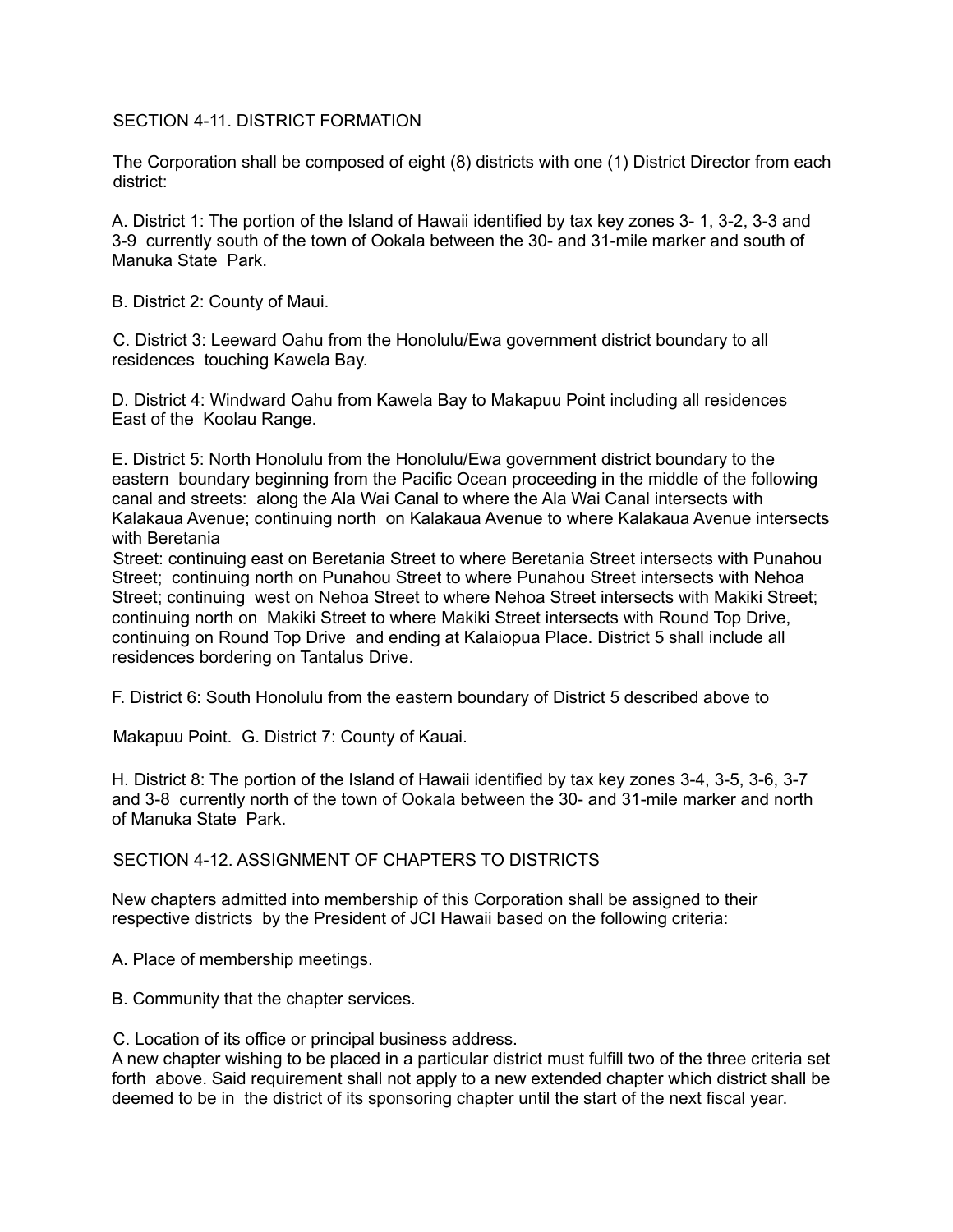## SECTION 4-11. DISTRICT FORMATION

The Corporation shall be composed of eight (8) districts with one (1) District Director from each district:

A. District 1: The portion of the Island of Hawaii identified by tax key zones 3- 1, 3-2, 3-3 and 3-9 currently south of the town of Ookala between the 30- and 31-mile marker and south of Manuka State Park.

B. District 2: County of Maui.

C. District 3: Leeward Oahu from the Honolulu/Ewa government district boundary to all residences touching Kawela Bay.

D. District 4: Windward Oahu from Kawela Bay to Makapuu Point including all residences East of the Koolau Range.

E. District 5: North Honolulu from the Honolulu/Ewa government district boundary to the eastern boundary beginning from the Pacific Ocean proceeding in the middle of the following canal and streets: along the Ala Wai Canal to where the Ala Wai Canal intersects with Kalakaua Avenue; continuing north on Kalakaua Avenue to where Kalakaua Avenue intersects with Beretania Street: continuing east on Beretania Street to where Beretania Street intersects with Punahou Street; continuing north on Punahou Street to where Punahou Street intersects with Nehoa Street; continuing west on Nehoa Street to where Nehoa Street intersects with Makiki Street; continuing north on Makiki Street to where Makiki Street intersects with Round Top Drive, continuing on Round Top Drive and ending at Kalaiopua Place. District 5 shall include all residences bordering on Tantalus Drive.

F. District 6: South Honolulu from the eastern boundary of District 5 described above to Makapuu Point.

G. District 7: County of Kauai.

H. District 8: The portion of the Island of Hawaii identified by tax key zones 3-4, 3-5, 3-6, 3-7 and 3-8 currently north of the town of Ookala between the 30- and 31-mile marker and north of Manuka State Park.

## SECTION 4-12. ASSIGNMENT OF CHAPTERS TO DISTRICTS

New chapters admitted into membership of this Corporation shall be assigned to their respective districts by the President of JCI Hawaii based on the following criteria:

A. Place of membership meetings.

B. Community that the chapter services.

C. Location of its office or principal business address.

A new chapter wishing to be placed in a particular district must fulfill two of the three criteria set forth above. Said requirement shall not apply to a new extended chapter which district shall be deemed to be in the district of its sponsoring chapter until the start of the next fiscal year.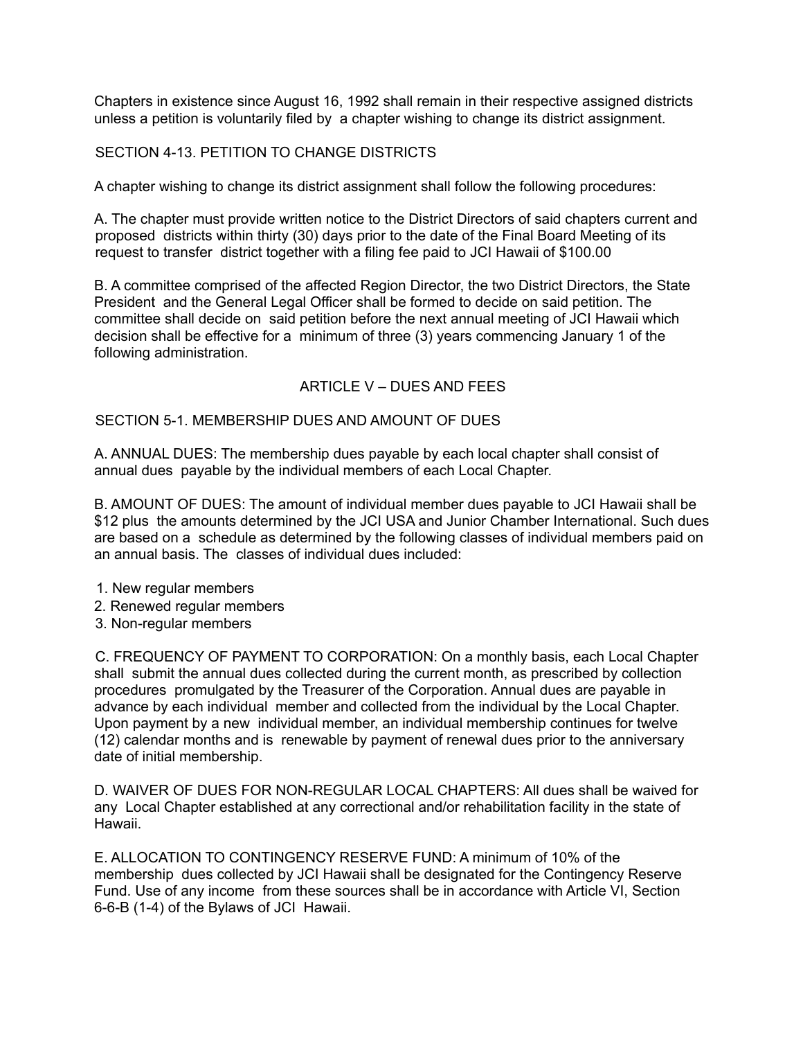Chapters in existence since August 16, 1992 shall remain in their respective assigned districts unless a petition is voluntarily filed by a chapter wishing to change its district assignment.

SECTION 4-13. PETITION TO CHANGE DISTRICTS

A chapter wishing to change its district assignment shall follow the following procedures:

A. The chapter must provide written notice to the District Directors of said chapters current and proposed districts within thirty (30) days prior to the date of the Final Board Meeting of its request to transfer district together with a filing fee paid to JCI Hawaii of $100.00

B. A committee comprised of the affected Region Director, the two District Directors, the State President and the General Legal Officer shall be formed to decide on said petition. The committee shall decide on said petition before the next annual meeting of JCI Hawaii which decision shall be effective for a minimum of three (3) years commencing January 1 of the following administration.

ARTICLE V – DUES AND FEES

SECTION 5-1. MEMBERSHIP DUES AND AMOUNT OF DUES

A. ANNUAL DUES: The membership dues payable by each local chapter shall consist of annual dues payable by the individual members of each Local Chapter.

B. AMOUNT OF DUES: The amount of individual member dues payable to JCI Hawaii shall be $12 plus the amounts determined by the JCI USA and Junior Chamber International. Such dues are based on a schedule as determined by the following classes of individual members paid on an annual basis. The classes of individual dues included:

1. New regular members
2. Renewed regular members
3. Non-regular members

C. FREQUENCY OF PAYMENT TO CORPORATION: On a monthly basis, each Local Chapter shall submit the annual dues collected during the current month, as prescribed by collection procedures promulgated by the Treasurer of the Corporation. Annual dues are payable in advance by each individual member and collected from the individual by the Local Chapter. Upon payment by a new individual member, an individual membership continues for twelve (12) calendar months and is renewable by payment of renewal dues prior to the anniversary date of initial membership.

D. WAIVER OF DUES FOR NON-REGULAR LOCAL CHAPTERS: All dues shall be waived for any Local Chapter established at any correctional and/or rehabilitation facility in the state of Hawaii.

E. ALLOCATION TO CONTINGENCY RESERVE FUND: A minimum of 10% of the membership dues collected by JCI Hawaii shall be designated for the Contingency Reserve Fund. Use of any income from these sources shall be in accordance with Article VI, Section 6-6-B (1-4) of the Bylaws of JCI Hawaii.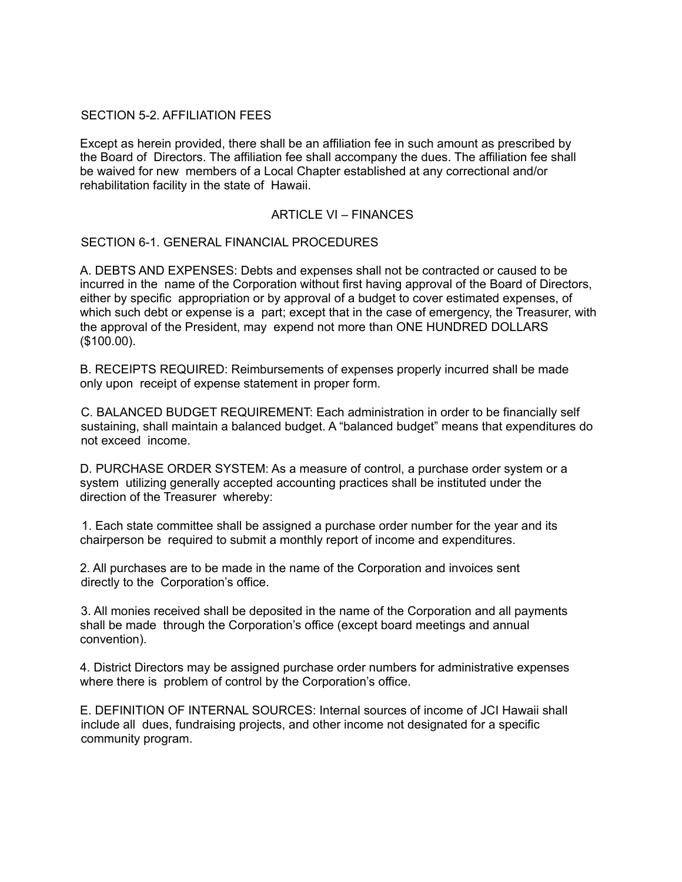### SECTION 5-2. AFFILIATION FEES

Except as herein provided, there shall be an affiliation fee in such amount as prescribed by the Board of Directors. The affiliation fee shall accompany the dues. The affiliation fee shall be waived for new members of a Local Chapter established at any correctional and/or rehabilitation facility in the state of Hawaii.

## ARTICLE VI – FINANCES

### SECTION 6-1. GENERAL FINANCIAL PROCEDURES

A. DEBTS AND EXPENSES: Debts and expenses shall not be contracted or caused to be incurred in the name of the Corporation without first having approval of the Board of Directors, either by specific appropriation or by approval of a budget to cover estimated expenses, of which such debt or expense is a part; except that in the case of emergency, the Treasurer, with the approval of the President, may expend not more than ONE HUNDRED DOLLARS ($100.00).

B. RECEIPTS REQUIRED: Reimbursements of expenses properly incurred shall be made only upon receipt of expense statement in proper form.

C. BALANCED BUDGET REQUIREMENT: Each administration in order to be financially self sustaining, shall maintain a balanced budget. A "balanced budget" means that expenditures do not exceed income.

D. PURCHASE ORDER SYSTEM: As a measure of control, a purchase order system or a system utilizing generally accepted accounting practices shall be instituted under the direction of the Treasurer whereby:

1. Each state committee shall be assigned a purchase order number for the year and its chairperson be required to submit a monthly report of income and expenditures.

2. All purchases are to be made in the name of the Corporation and invoices sent directly to the Corporation's office.

3. All monies received shall be deposited in the name of the Corporation and all payments shall be made through the Corporation's office (except board meetings and annual convention).

4. District Directors may be assigned purchase order numbers for administrative expenses where there is problem of control by the Corporation's office.

E. DEFINITION OF INTERNAL SOURCES: Internal sources of income of JCI Hawaii shall include all dues, fundraising projects, and other income not designated for a specific community program.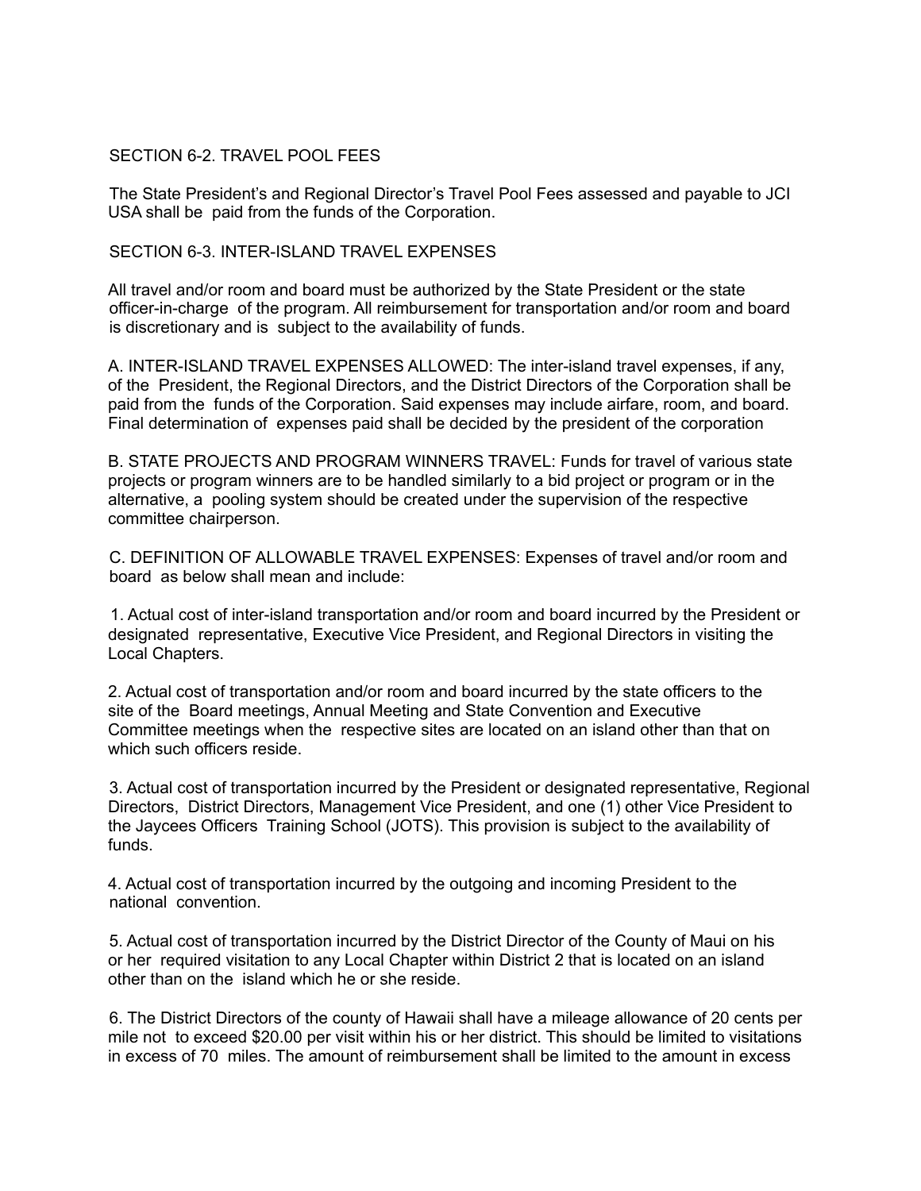SECTION 6-2. TRAVEL POOL FEES

The State President's and Regional Director's Travel Pool Fees assessed and payable to JCI USA shall be paid from the funds of the Corporation.

SECTION 6-3. INTER-ISLAND TRAVEL EXPENSES

All travel and/or room and board must be authorized by the State President or the state officer-in-charge of the program. All reimbursement for transportation and/or room and board is discretionary and is subject to the availability of funds.

A. INTER-ISLAND TRAVEL EXPENSES ALLOWED: The inter-island travel expenses, if any, of the President, the Regional Directors, and the District Directors of the Corporation shall be paid from the funds of the Corporation. Said expenses may include airfare, room, and board. Final determination of expenses paid shall be decided by the president of the corporation

B. STATE PROJECTS AND PROGRAM WINNERS TRAVEL: Funds for travel of various state projects or program winners are to be handled similarly to a bid project or program or in the alternative, a pooling system should be created under the supervision of the respective committee chairperson.

C. DEFINITION OF ALLOWABLE TRAVEL EXPENSES: Expenses of travel and/or room and board as below shall mean and include:

1. Actual cost of inter-island transportation and/or room and board incurred by the President or designated representative, Executive Vice President, and Regional Directors in visiting the Local Chapters.

2. Actual cost of transportation and/or room and board incurred by the state officers to the site of the Board meetings, Annual Meeting and State Convention and Executive Committee meetings when the respective sites are located on an island other than that on which such officers reside.

3. Actual cost of transportation incurred by the President or designated representative, Regional Directors, District Directors, Management Vice President, and one (1) other Vice President to the Jaycees Officers Training School (JOTS). This provision is subject to the availability of funds.

4. Actual cost of transportation incurred by the outgoing and incoming President to the national convention.

5. Actual cost of transportation incurred by the District Director of the County of Maui on his or her required visitation to any Local Chapter within District 2 that is located on an island other than on the island which he or she reside.

6. The District Directors of the county of Hawaii shall have a mileage allowance of 20 cents per mile not to exceed $20.00 per visit within his or her district. This should be limited to visitations in excess of 70 miles. The amount of reimbursement shall be limited to the amount in excess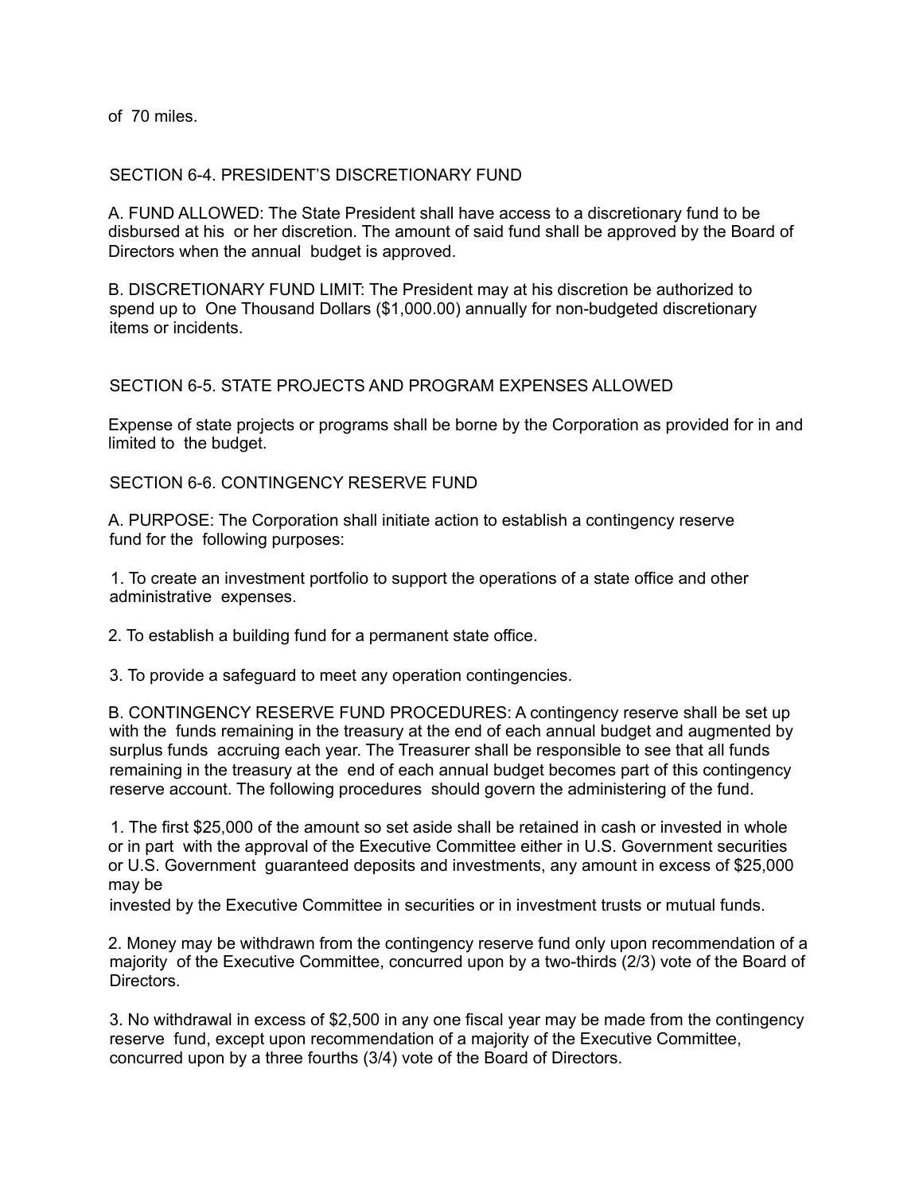of 70 miles.

## SECTION 6-4. PRESIDENT'S DISCRETIONARY FUND

A. FUND ALLOWED: The State President shall have access to a discretionary fund to be disbursed at his or her discretion. The amount of said fund shall be approved by the Board of Directors when the annual budget is approved.

B. DISCRETIONARY FUND LIMIT: The President may at his discretion be authorized to spend up to One Thousand Dollars ($1,000.00) annually for non-budgeted discretionary items or incidents.

## SECTION 6-5. STATE PROJECTS AND PROGRAM EXPENSES ALLOWED

Expense of state projects or programs shall be borne by the Corporation as provided for in and limited to the budget.

## SECTION 6-6. CONTINGENCY RESERVE FUND

A. PURPOSE: The Corporation shall initiate action to establish a contingency reserve fund for the following purposes:

1. To create an investment portfolio to support the operations of a state office and other administrative expenses.

2. To establish a building fund for a permanent state office.

3. To provide a safeguard to meet any operation contingencies.

B. CONTINGENCY RESERVE FUND PROCEDURES: A contingency reserve shall be set up with the funds remaining in the treasury at the end of each annual budget and augmented by surplus funds accruing each year. The Treasurer shall be responsible to see that all funds remaining in the treasury at the end of each annual budget becomes part of this contingency reserve account. The following procedures should govern the administering of the fund.

1. The first $25,000 of the amount so set aside shall be retained in cash or invested in whole or in part with the approval of the Executive Committee either in U.S. Government securities or U.S. Government guaranteed deposits and investments, any amount in excess of $25,000 may be invested by the Executive Committee in securities or in investment trusts or mutual funds.

2. Money may be withdrawn from the contingency reserve fund only upon recommendation of a majority of the Executive Committee, concurred upon by a two-thirds (2/3) vote of the Board of Directors.

3. No withdrawal in excess of $2,500 in any one fiscal year may be made from the contingency reserve fund, except upon recommendation of a majority of the Executive Committee, concurred upon by a three fourths (3/4) vote of the Board of Directors.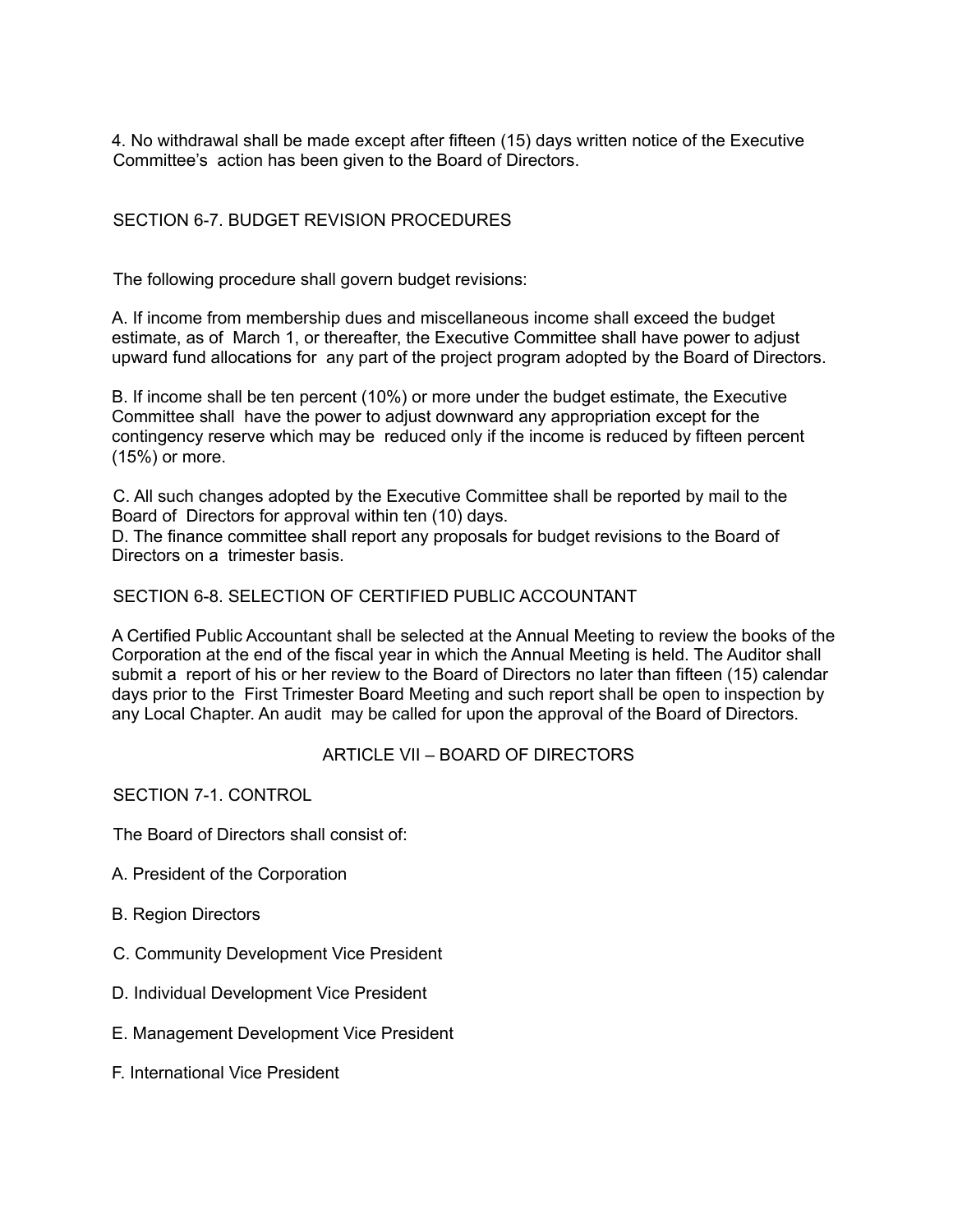4. No withdrawal shall be made except after fifteen (15) days written notice of the Executive Committee's action has been given to the Board of Directors.

## SECTION 6-7. BUDGET REVISION PROCEDURES

The following procedure shall govern budget revisions:

A. If income from membership dues and miscellaneous income shall exceed the budget estimate, as of March 1, or thereafter, the Executive Committee shall have power to adjust upward fund allocations for any part of the project program adopted by the Board of Directors.

B. If income shall be ten percent (10%) or more under the budget estimate, the Executive Committee shall have the power to adjust downward any appropriation except for the contingency reserve which may be reduced only if the income is reduced by fifteen percent (15%) or more.

C. All such changes adopted by the Executive Committee shall be reported by mail to the Board of Directors for approval within ten (10) days.

D. The finance committee shall report any proposals for budget revisions to the Board of Directors on a trimester basis.

## SECTION 6-8. SELECTION OF CERTIFIED PUBLIC ACCOUNTANT

A Certified Public Accountant shall be selected at the Annual Meeting to review the books of the Corporation at the end of the fiscal year in which the Annual Meeting is held. The Auditor shall submit a report of his or her review to the Board of Directors no later than fifteen (15) calendar days prior to the First Trimester Board Meeting and such report shall be open to inspection by any Local Chapter. An audit may be called for upon the approval of the Board of Directors.

# ARTICLE VII – BOARD OF DIRECTORS

## SECTION 7-1. CONTROL

The Board of Directors shall consist of:

A. President of the Corporation

B. Region Directors

C. Community Development Vice President

D. Individual Development Vice President

E. Management Development Vice President

F. International Vice President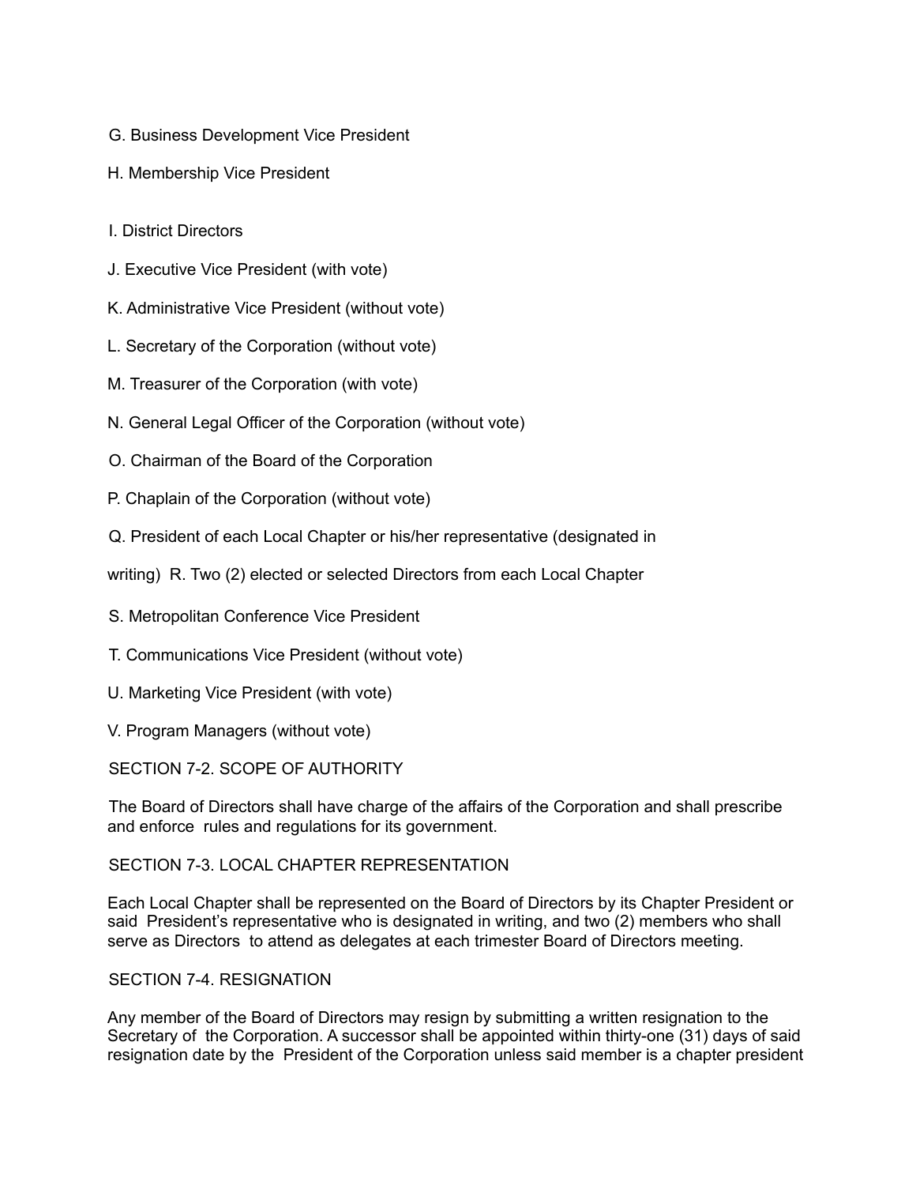G. Business Development Vice President

H. Membership Vice President

I. District Directors

J. Executive Vice President (with vote)

K. Administrative Vice President (without vote)

L. Secretary of the Corporation (without vote)

M. Treasurer of the Corporation (with vote)

N. General Legal Officer of the Corporation (without vote)

O. Chairman of the Board of the Corporation

P. Chaplain of the Corporation (without vote)

Q. President of each Local Chapter or his/her representative (designated in writing)

R. Two (2) elected or selected Directors from each Local Chapter

S. Metropolitan Conference Vice President

T. Communications Vice President (without vote)

U. Marketing Vice President (with vote)

V. Program Managers (without vote)

SECTION 7-2. SCOPE OF AUTHORITY

The Board of Directors shall have charge of the affairs of the Corporation and shall prescribe and enforce rules and regulations for its government.

SECTION 7-3. LOCAL CHAPTER REPRESENTATION

Each Local Chapter shall be represented on the Board of Directors by its Chapter President or said President's representative who is designated in writing, and two (2) members who shall serve as Directors to attend as delegates at each trimester Board of Directors meeting.

SECTION 7-4. RESIGNATION

Any member of the Board of Directors may resign by submitting a written resignation to the Secretary of the Corporation. A successor shall be appointed within thirty-one (31) days of said resignation date by the President of the Corporation unless said member is a chapter president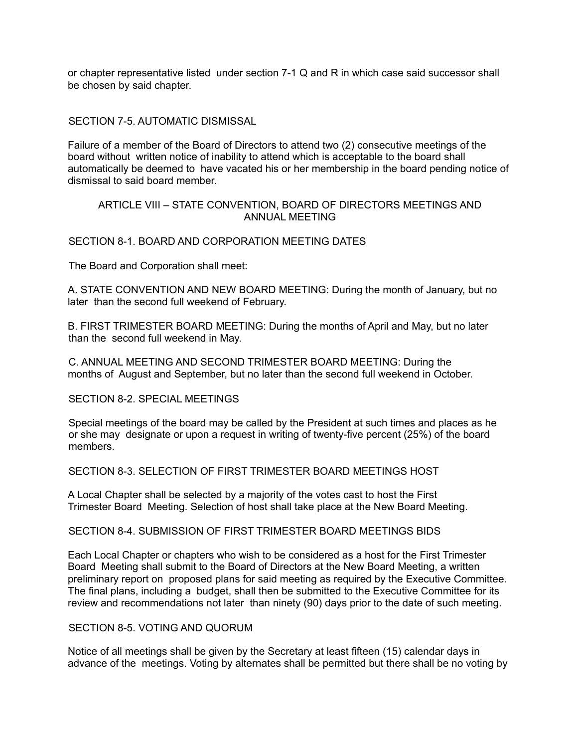or chapter representative listed under section 7-1 Q and R in which case said successor shall be chosen by said chapter.

### SECTION 7-5. AUTOMATIC DISMISSAL

Failure of a member of the Board of Directors to attend two (2) consecutive meetings of the board without written notice of inability to attend which is acceptable to the board shall automatically be deemed to have vacated his or her membership in the board pending notice of dismissal to said board member.

## ARTICLE VIII – STATE CONVENTION, BOARD OF DIRECTORS MEETINGS AND ANNUAL MEETING

### SECTION 8-1. BOARD AND CORPORATION MEETING DATES

The Board and Corporation shall meet:

A. STATE CONVENTION AND NEW BOARD MEETING: During the month of January, but no later than the second full weekend of February.

B. FIRST TRIMESTER BOARD MEETING: During the months of April and May, but no later than the second full weekend in May.

C. ANNUAL MEETING AND SECOND TRIMESTER BOARD MEETING: During the months of August and September, but no later than the second full weekend in October.

### SECTION 8-2. SPECIAL MEETINGS

Special meetings of the board may be called by the President at such times and places as he or she may designate or upon a request in writing of twenty-five percent (25%) of the board members.

### SECTION 8-3. SELECTION OF FIRST TRIMESTER BOARD MEETINGS HOST

A Local Chapter shall be selected by a majority of the votes cast to host the First Trimester Board Meeting. Selection of host shall take place at the New Board Meeting.

### SECTION 8-4. SUBMISSION OF FIRST TRIMESTER BOARD MEETINGS BIDS

Each Local Chapter or chapters who wish to be considered as a host for the First Trimester Board Meeting shall submit to the Board of Directors at the New Board Meeting, a written preliminary report on proposed plans for said meeting as required by the Executive Committee. The final plans, including a budget, shall then be submitted to the Executive Committee for its review and recommendations not later than ninety (90) days prior to the date of such meeting.

### SECTION 8-5. VOTING AND QUORUM

Notice of all meetings shall be given by the Secretary at least fifteen (15) calendar days in advance of the meetings. Voting by alternates shall be permitted but there shall be no voting by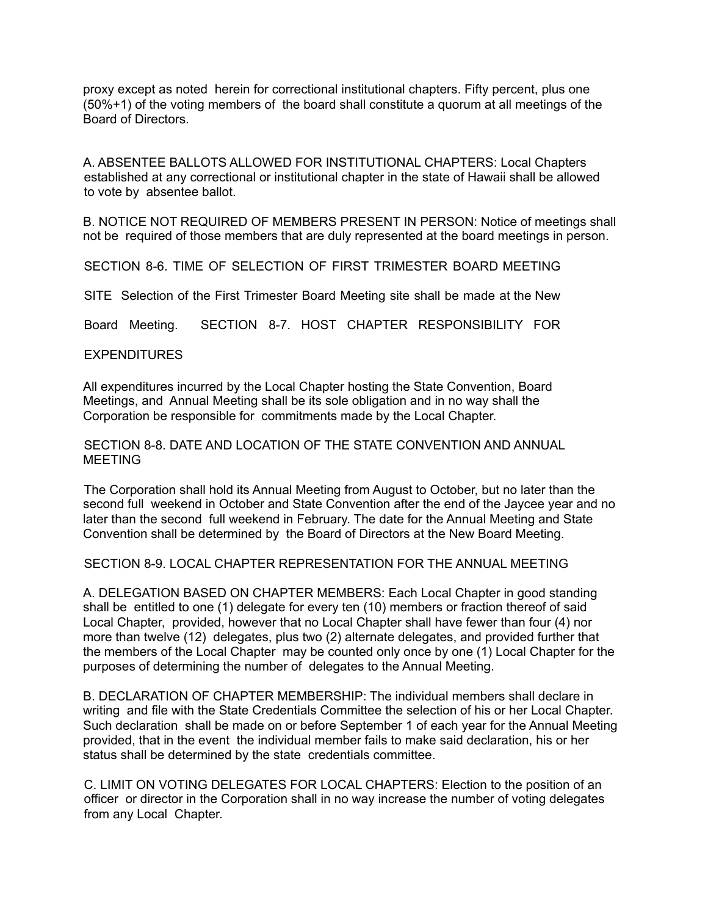proxy except as noted herein for correctional institutional chapters. Fifty percent, plus one (50%+1) of the voting members of the board shall constitute a quorum at all meetings of the Board of Directors.

A. ABSENTEE BALLOTS ALLOWED FOR INSTITUTIONAL CHAPTERS: Local Chapters established at any correctional or institutional chapter in the state of Hawaii shall be allowed to vote by absentee ballot.

B. NOTICE NOT REQUIRED OF MEMBERS PRESENT IN PERSON: Notice of meetings shall not be required of those members that are duly represented at the board meetings in person.

SECTION 8-6. TIME OF SELECTION OF FIRST TRIMESTER BOARD MEETING SITE

Selection of the First Trimester Board Meeting site shall be made at the New Board Meeting.

SECTION 8-7. HOST CHAPTER RESPONSIBILITY FOR EXPENDITURES

All expenditures incurred by the Local Chapter hosting the State Convention, Board Meetings, and Annual Meeting shall be its sole obligation and in no way shall the Corporation be responsible for commitments made by the Local Chapter.

SECTION 8-8. DATE AND LOCATION OF THE STATE CONVENTION AND ANNUAL MEETING

The Corporation shall hold its Annual Meeting from August to October, but no later than the second full weekend in October and State Convention after the end of the Jaycee year and no later than the second full weekend in February. The date for the Annual Meeting and State Convention shall be determined by the Board of Directors at the New Board Meeting.

SECTION 8-9. LOCAL CHAPTER REPRESENTATION FOR THE ANNUAL MEETING

A. DELEGATION BASED ON CHAPTER MEMBERS: Each Local Chapter in good standing shall be entitled to one (1) delegate for every ten (10) members or fraction thereof of said Local Chapter, provided, however that no Local Chapter shall have fewer than four (4) nor more than twelve (12) delegates, plus two (2) alternate delegates, and provided further that the members of the Local Chapter may be counted only once by one (1) Local Chapter for the purposes of determining the number of delegates to the Annual Meeting.

B. DECLARATION OF CHAPTER MEMBERSHIP: The individual members shall declare in writing and file with the State Credentials Committee the selection of his or her Local Chapter. Such declaration shall be made on or before September 1 of each year for the Annual Meeting provided, that in the event the individual member fails to make said declaration, his or her status shall be determined by the state credentials committee.

C. LIMIT ON VOTING DELEGATES FOR LOCAL CHAPTERS: Election to the position of an officer or director in the Corporation shall in no way increase the number of voting delegates from any Local Chapter.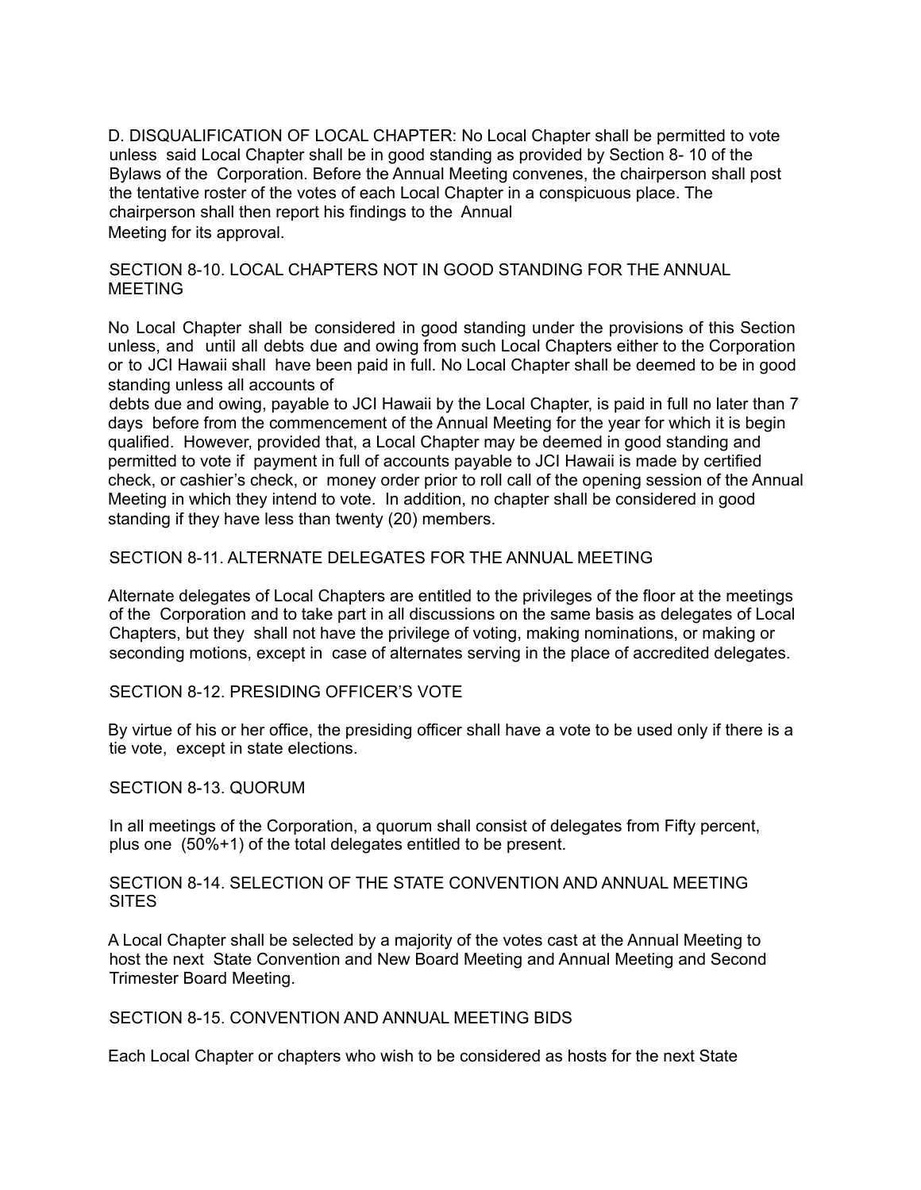D. DISQUALIFICATION OF LOCAL CHAPTER: No Local Chapter shall be permitted to vote unless said Local Chapter shall be in good standing as provided by Section 8- 10 of the Bylaws of the Corporation. Before the Annual Meeting convenes, the chairperson shall post the tentative roster of the votes of each Local Chapter in a conspicuous place. The chairperson shall then report his findings to the Annual Meeting for its approval.

## SECTION 8-10. LOCAL CHAPTERS NOT IN GOOD STANDING FOR THE ANNUAL MEETING

No Local Chapter shall be considered in good standing under the provisions of this Section unless, and until all debts due and owing from such Local Chapters either to the Corporation or to JCI Hawaii shall have been paid in full. No Local Chapter shall be deemed to be in good standing unless all accounts of debts due and owing, payable to JCI Hawaii by the Local Chapter, is paid in full no later than 7 days before from the commencement of the Annual Meeting for the year for which it is begin qualified. However, provided that, a Local Chapter may be deemed in good standing and permitted to vote if payment in full of accounts payable to JCI Hawaii is made by certified check, or cashier's check, or money order prior to roll call of the opening session of the Annual Meeting in which they intend to vote. In addition, no chapter shall be considered in good standing if they have less than twenty (20) members.

## SECTION 8-11. ALTERNATE DELEGATES FOR THE ANNUAL MEETING

Alternate delegates of Local Chapters are entitled to the privileges of the floor at the meetings of the Corporation and to take part in all discussions on the same basis as delegates of Local Chapters, but they shall not have the privilege of voting, making nominations, or making or seconding motions, except in case of alternates serving in the place of accredited delegates.

## SECTION 8-12. PRESIDING OFFICER'S VOTE

By virtue of his or her office, the presiding officer shall have a vote to be used only if there is a tie vote, except in state elections.

## SECTION 8-13. QUORUM

In all meetings of the Corporation, a quorum shall consist of delegates from Fifty percent, plus one (50%+1) of the total delegates entitled to be present.

## SECTION 8-14. SELECTION OF THE STATE CONVENTION AND ANNUAL MEETING SITES

A Local Chapter shall be selected by a majority of the votes cast at the Annual Meeting to host the next State Convention and New Board Meeting and Annual Meeting and Second Trimester Board Meeting.

## SECTION 8-15. CONVENTION AND ANNUAL MEETING BIDS

Each Local Chapter or chapters who wish to be considered as hosts for the next State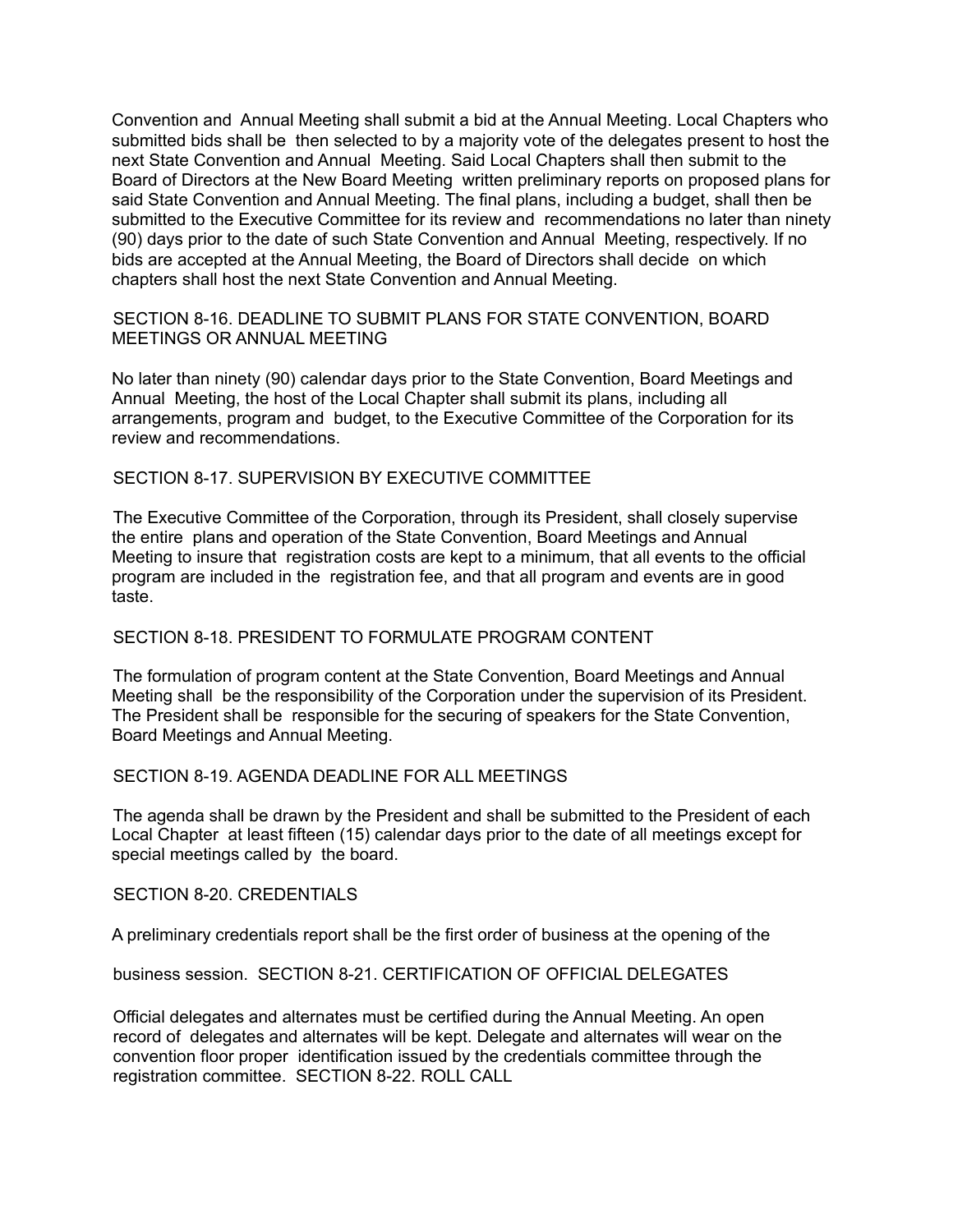Convention and Annual Meeting shall submit a bid at the Annual Meeting. Local Chapters who submitted bids shall be then selected to by a majority vote of the delegates present to host the next State Convention and Annual Meeting. Said Local Chapters shall then submit to the Board of Directors at the New Board Meeting written preliminary reports on proposed plans for said State Convention and Annual Meeting. The final plans, including a budget, shall then be submitted to the Executive Committee for its review and recommendations no later than ninety (90) days prior to the date of such State Convention and Annual Meeting, respectively. If no bids are accepted at the Annual Meeting, the Board of Directors shall decide on which chapters shall host the next State Convention and Annual Meeting.

SECTION 8-16. DEADLINE TO SUBMIT PLANS FOR STATE CONVENTION, BOARD MEETINGS OR ANNUAL MEETING

No later than ninety (90) calendar days prior to the State Convention, Board Meetings and Annual Meeting, the host of the Local Chapter shall submit its plans, including all arrangements, program and budget, to the Executive Committee of the Corporation for its review and recommendations.

SECTION 8-17. SUPERVISION BY EXECUTIVE COMMITTEE

The Executive Committee of the Corporation, through its President, shall closely supervise the entire plans and operation of the State Convention, Board Meetings and Annual Meeting to insure that registration costs are kept to a minimum, that all events to the official program are included in the registration fee, and that all program and events are in good taste.

SECTION 8-18. PRESIDENT TO FORMULATE PROGRAM CONTENT

The formulation of program content at the State Convention, Board Meetings and Annual Meeting shall be the responsibility of the Corporation under the supervision of its President. The President shall be responsible for the securing of speakers for the State Convention, Board Meetings and Annual Meeting.

SECTION 8-19. AGENDA DEADLINE FOR ALL MEETINGS

The agenda shall be drawn by the President and shall be submitted to the President of each Local Chapter at least fifteen (15) calendar days prior to the date of all meetings except for special meetings called by the board.

SECTION 8-20. CREDENTIALS

A preliminary credentials report shall be the first order of business at the opening of the business session.

SECTION 8-21. CERTIFICATION OF OFFICIAL DELEGATES

Official delegates and alternates must be certified during the Annual Meeting. An open record of delegates and alternates will be kept. Delegate and alternates will wear on the convention floor proper identification issued by the credentials committee through the registration committee.

SECTION 8-22. ROLL CALL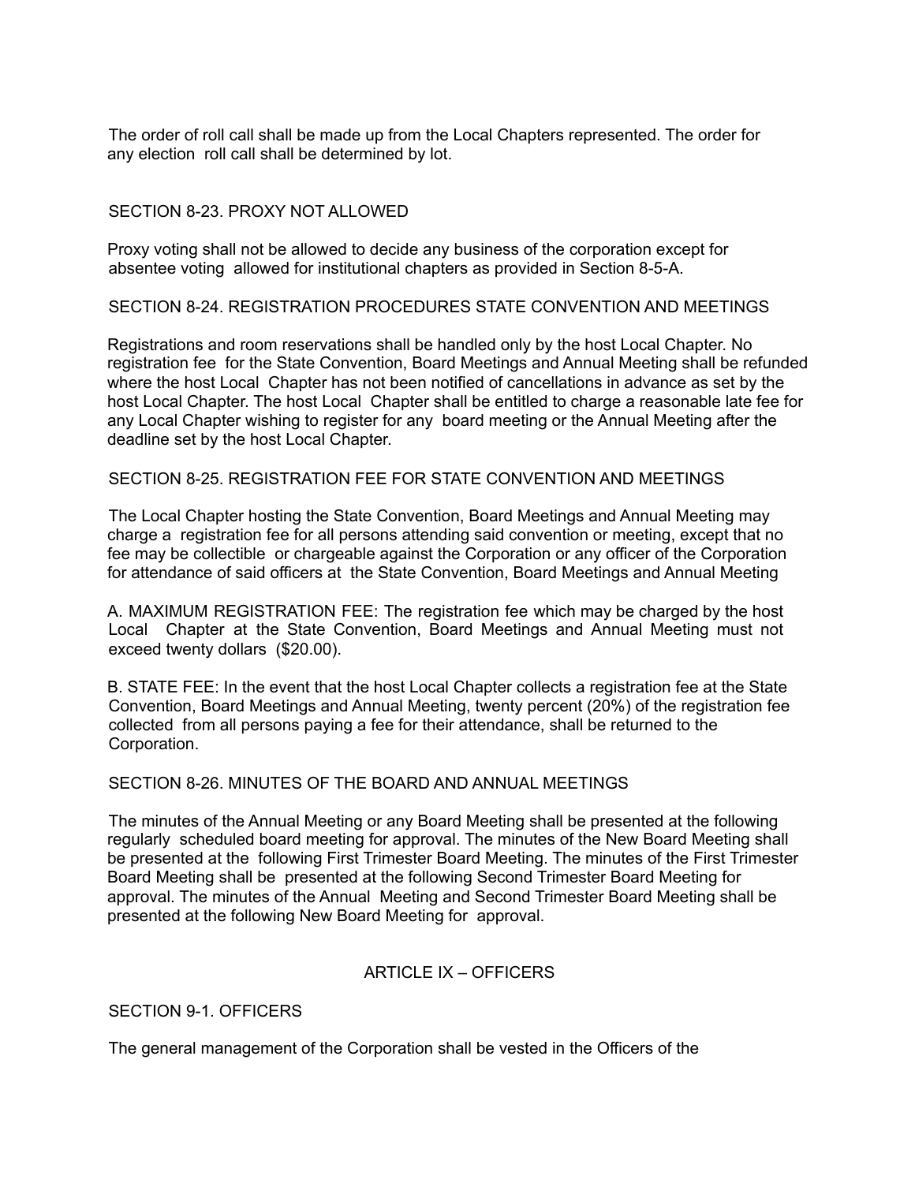The order of roll call shall be made up from the Local Chapters represented. The order for any election roll call shall be determined by lot.

### SECTION 8-23. PROXY NOT ALLOWED

Proxy voting shall not be allowed to decide any business of the corporation except for absentee voting allowed for institutional chapters as provided in Section 8-5-A.

### SECTION 8-24. REGISTRATION PROCEDURES STATE CONVENTION AND MEETINGS

Registrations and room reservations shall be handled only by the host Local Chapter. No registration fee for the State Convention, Board Meetings and Annual Meeting shall be refunded where the host Local Chapter has not been notified of cancellations in advance as set by the host Local Chapter. The host Local Chapter shall be entitled to charge a reasonable late fee for any Local Chapter wishing to register for any board meeting or the Annual Meeting after the deadline set by the host Local Chapter.

### SECTION 8-25. REGISTRATION FEE FOR STATE CONVENTION AND MEETINGS

The Local Chapter hosting the State Convention, Board Meetings and Annual Meeting may charge a registration fee for all persons attending said convention or meeting, except that no fee may be collectible or chargeable against the Corporation or any officer of the Corporation for attendance of said officers at the State Convention, Board Meetings and Annual Meeting

A. MAXIMUM REGISTRATION FEE: The registration fee which may be charged by the host Local Chapter at the State Convention, Board Meetings and Annual Meeting must not exceed twenty dollars ($20.00).

B. STATE FEE: In the event that the host Local Chapter collects a registration fee at the State Convention, Board Meetings and Annual Meeting, twenty percent (20%) of the registration fee collected from all persons paying a fee for their attendance, shall be returned to the Corporation.

### SECTION 8-26. MINUTES OF THE BOARD AND ANNUAL MEETINGS

The minutes of the Annual Meeting or any Board Meeting shall be presented at the following regularly scheduled board meeting for approval. The minutes of the New Board Meeting shall be presented at the following First Trimester Board Meeting. The minutes of the First Trimester Board Meeting shall be presented at the following Second Trimester Board Meeting for approval. The minutes of the Annual Meeting and Second Trimester Board Meeting shall be presented at the following New Board Meeting for approval.

## ARTICLE IX – OFFICERS

### SECTION 9-1. OFFICERS

The general management of the Corporation shall be vested in the Officers of the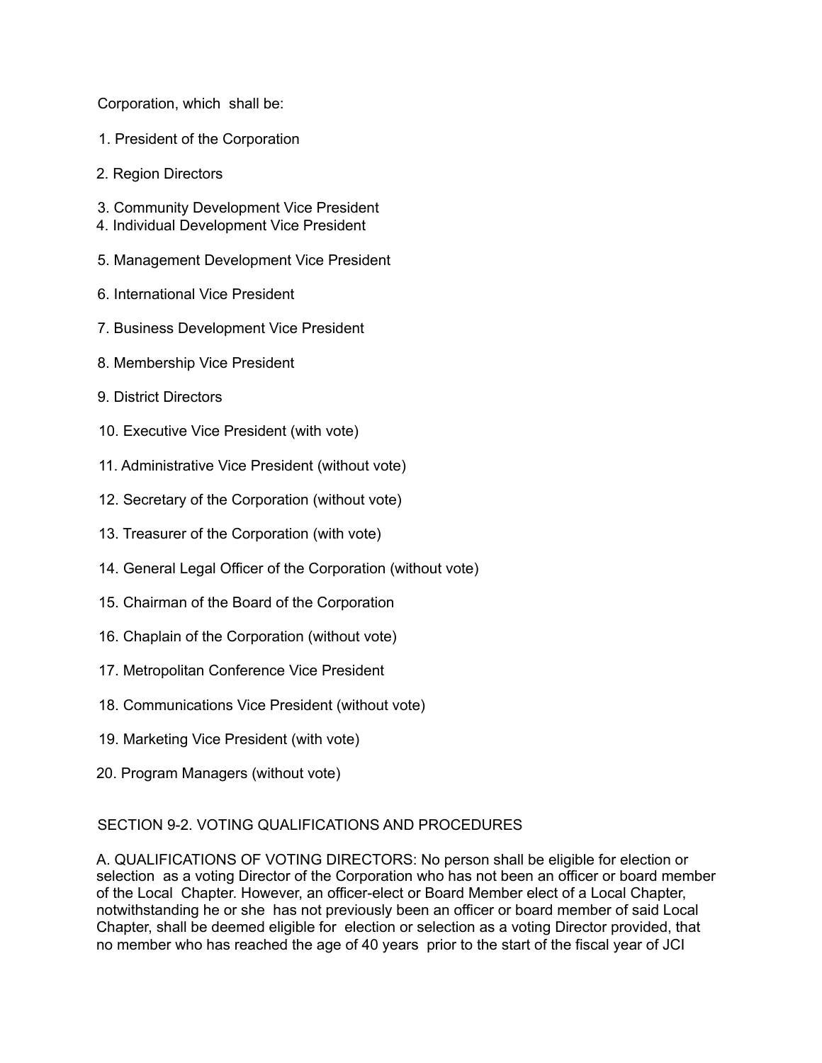Corporation, which shall be:

1. President of the Corporation
2. Region Directors
3. Community Development Vice President
4. Individual Development Vice President
5. Management Development Vice President
6. International Vice President
7. Business Development Vice President
8. Membership Vice President
9. District Directors
10. Executive Vice President (with vote)
11. Administrative Vice President (without vote)
12. Secretary of the Corporation (without vote)
13. Treasurer of the Corporation (with vote)
14. General Legal Officer of the Corporation (without vote)
15. Chairman of the Board of the Corporation
16. Chaplain of the Corporation (without vote)
17. Metropolitan Conference Vice President
18. Communications Vice President (without vote)
19. Marketing Vice President (with vote)
20. Program Managers (without vote)

SECTION 9-2. VOTING QUALIFICATIONS AND PROCEDURES

A. QUALIFICATIONS OF VOTING DIRECTORS: No person shall be eligible for election or selection as a voting Director of the Corporation who has not been an officer or board member of the Local Chapter. However, an officer-elect or Board Member elect of a Local Chapter, notwithstanding he or she has not previously been an officer or board member of said Local Chapter, shall be deemed eligible for election or selection as a voting Director provided, that no member who has reached the age of 40 years prior to the start of the fiscal year of JCI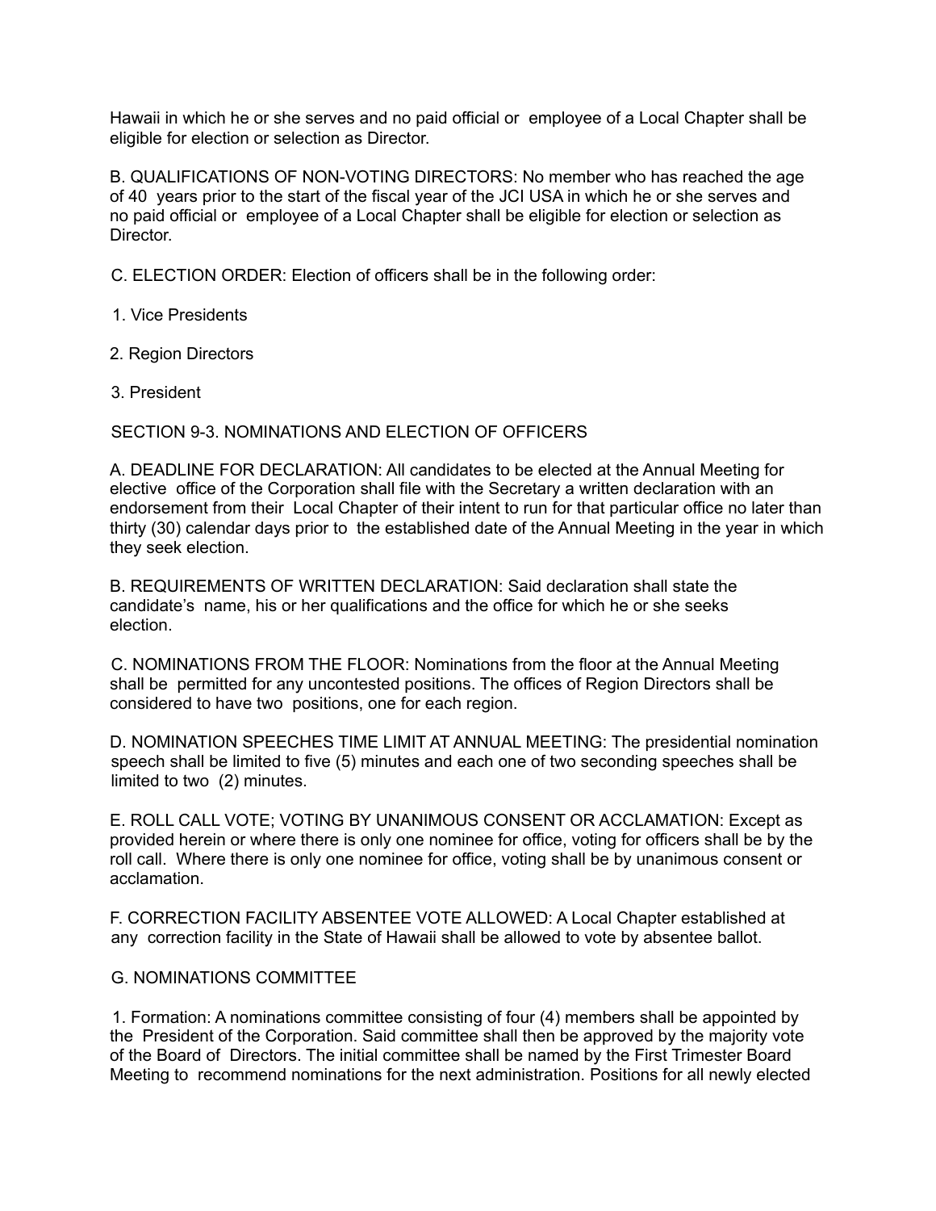Hawaii in which he or she serves and no paid official or employee of a Local Chapter shall be eligible for election or selection as Director.

B. QUALIFICATIONS OF NON-VOTING DIRECTORS: No member who has reached the age of 40 years prior to the start of the fiscal year of the JCI USA in which he or she serves and no paid official or employee of a Local Chapter shall be eligible for election or selection as Director.

C. ELECTION ORDER: Election of officers shall be in the following order:

1. Vice Presidents

2. Region Directors

3. President

SECTION 9-3. NOMINATIONS AND ELECTION OF OFFICERS

A. DEADLINE FOR DECLARATION: All candidates to be elected at the Annual Meeting for elective office of the Corporation shall file with the Secretary a written declaration with an endorsement from their Local Chapter of their intent to run for that particular office no later than thirty (30) calendar days prior to the established date of the Annual Meeting in the year in which they seek election.

B. REQUIREMENTS OF WRITTEN DECLARATION: Said declaration shall state the candidate's name, his or her qualifications and the office for which he or she seeks election.

C. NOMINATIONS FROM THE FLOOR: Nominations from the floor at the Annual Meeting shall be permitted for any uncontested positions. The offices of Region Directors shall be considered to have two positions, one for each region.

D. NOMINATION SPEECHES TIME LIMIT AT ANNUAL MEETING: The presidential nomination speech shall be limited to five (5) minutes and each one of two seconding speeches shall be limited to two (2) minutes.

E. ROLL CALL VOTE; VOTING BY UNANIMOUS CONSENT OR ACCLAMATION: Except as provided herein or where there is only one nominee for office, voting for officers shall be by the roll call. Where there is only one nominee for office, voting shall be by unanimous consent or acclamation.

F. CORRECTION FACILITY ABSENTEE VOTE ALLOWED: A Local Chapter established at any correction facility in the State of Hawaii shall be allowed to vote by absentee ballot.

G. NOMINATIONS COMMITTEE

1. Formation: A nominations committee consisting of four (4) members shall be appointed by the President of the Corporation. Said committee shall then be approved by the majority vote of the Board of Directors. The initial committee shall be named by the First Trimester Board Meeting to recommend nominations for the next administration. Positions for all newly elected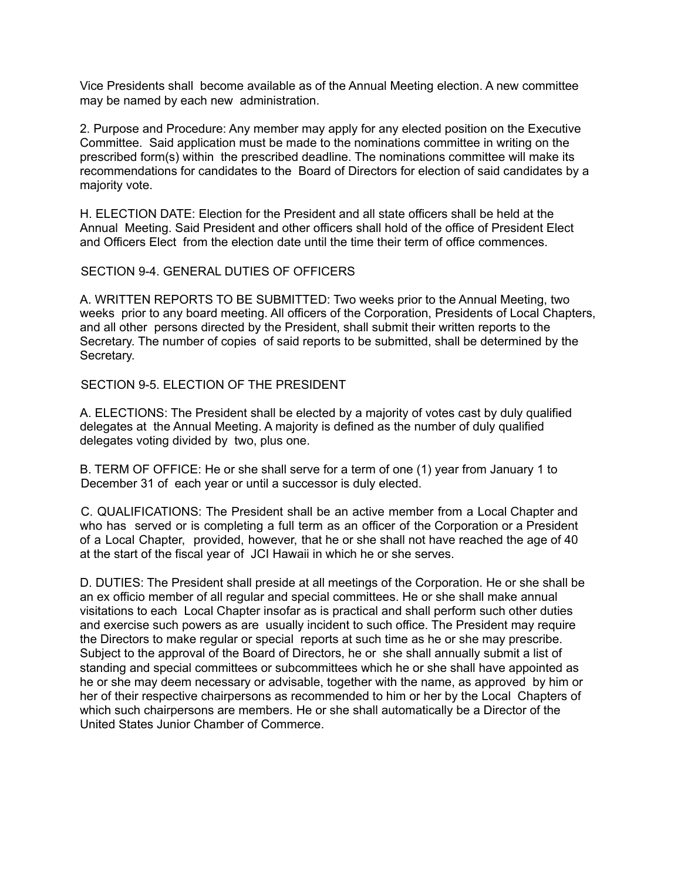Vice Presidents shall become available as of the Annual Meeting election. A new committee may be named by each new administration.

2. Purpose and Procedure: Any member may apply for any elected position on the Executive Committee. Said application must be made to the nominations committee in writing on the prescribed form(s) within the prescribed deadline. The nominations committee will make its recommendations for candidates to the Board of Directors for election of said candidates by a majority vote.

H. ELECTION DATE: Election for the President and all state officers shall be held at the Annual Meeting. Said President and other officers shall hold of the office of President Elect and Officers Elect from the election date until the time their term of office commences.

SECTION 9-4. GENERAL DUTIES OF OFFICERS

A. WRITTEN REPORTS TO BE SUBMITTED: Two weeks prior to the Annual Meeting, two weeks prior to any board meeting. All officers of the Corporation, Presidents of Local Chapters, and all other persons directed by the President, shall submit their written reports to the Secretary. The number of copies of said reports to be submitted, shall be determined by the Secretary.

SECTION 9-5. ELECTION OF THE PRESIDENT

A. ELECTIONS: The President shall be elected by a majority of votes cast by duly qualified delegates at the Annual Meeting. A majority is defined as the number of duly qualified delegates voting divided by two, plus one.

B. TERM OF OFFICE: He or she shall serve for a term of one (1) year from January 1 to December 31 of each year or until a successor is duly elected.

C. QUALIFICATIONS: The President shall be an active member from a Local Chapter and who has served or is completing a full term as an officer of the Corporation or a President of a Local Chapter, provided, however, that he or she shall not have reached the age of 40 at the start of the fiscal year of JCI Hawaii in which he or she serves.

D. DUTIES: The President shall preside at all meetings of the Corporation. He or she shall be an ex officio member of all regular and special committees. He or she shall make annual visitations to each Local Chapter insofar as is practical and shall perform such other duties and exercise such powers as are usually incident to such office. The President may require the Directors to make regular or special reports at such time as he or she may prescribe. Subject to the approval of the Board of Directors, he or she shall annually submit a list of standing and special committees or subcommittees which he or she shall have appointed as he or she may deem necessary or advisable, together with the name, as approved by him or her of their respective chairpersons as recommended to him or her by the Local Chapters of which such chairpersons are members. He or she shall automatically be a Director of the United States Junior Chamber of Commerce.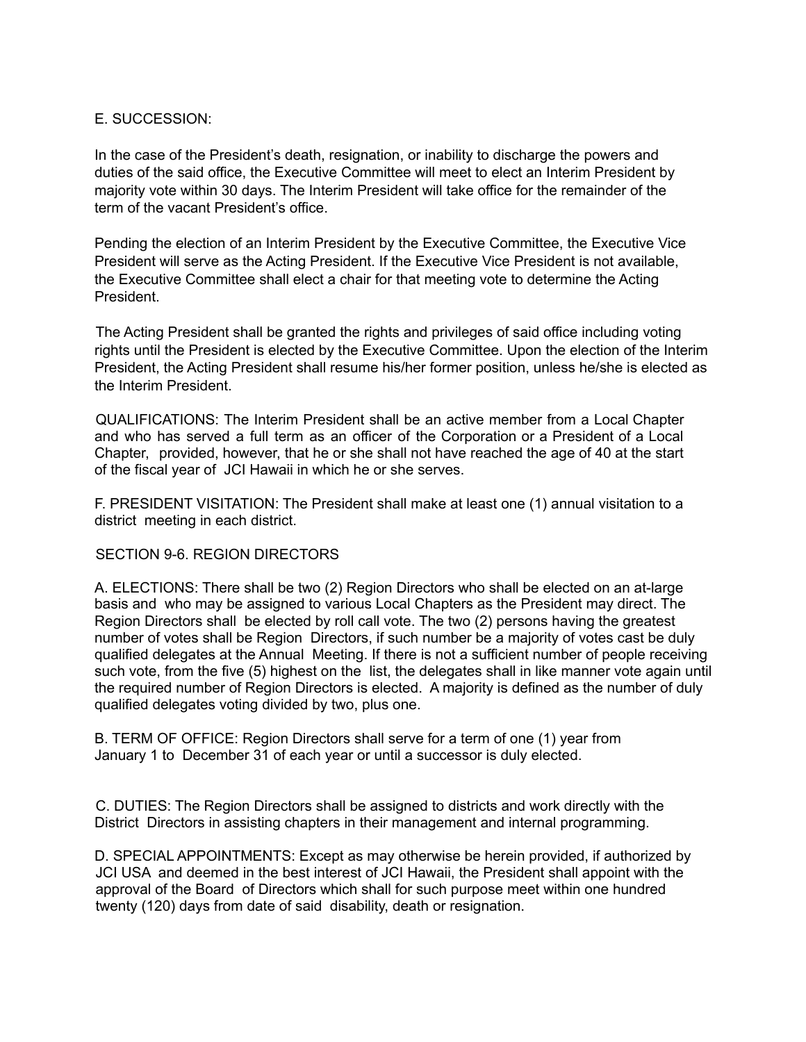E. SUCCESSION:

In the case of the President's death, resignation, or inability to discharge the powers and duties of the said office, the Executive Committee will meet to elect an Interim President by majority vote within 30 days. The Interim President will take office for the remainder of the term of the vacant President's office.

Pending the election of an Interim President by the Executive Committee, the Executive Vice President will serve as the Acting President. If the Executive Vice President is not available, the Executive Committee shall elect a chair for that meeting vote to determine the Acting President.

The Acting President shall be granted the rights and privileges of said office including voting rights until the President is elected by the Executive Committee. Upon the election of the Interim President, the Acting President shall resume his/her former position, unless he/she is elected as the Interim President.

QUALIFICATIONS: The Interim President shall be an active member from a Local Chapter and who has served a full term as an officer of the Corporation or a President of a Local Chapter, provided, however, that he or she shall not have reached the age of 40 at the start of the fiscal year of JCI Hawaii in which he or she serves.

F. PRESIDENT VISITATION: The President shall make at least one (1) annual visitation to a district meeting in each district.

SECTION 9-6. REGION DIRECTORS

A. ELECTIONS: There shall be two (2) Region Directors who shall be elected on an at-large basis and who may be assigned to various Local Chapters as the President may direct. The Region Directors shall be elected by roll call vote. The two (2) persons having the greatest number of votes shall be Region Directors, if such number be a majority of votes cast be duly qualified delegates at the Annual Meeting. If there is not a sufficient number of people receiving such vote, from the five (5) highest on the list, the delegates shall in like manner vote again until the required number of Region Directors is elected. A majority is defined as the number of duly qualified delegates voting divided by two, plus one.

B. TERM OF OFFICE: Region Directors shall serve for a term of one (1) year from January 1 to December 31 of each year or until a successor is duly elected.

C. DUTIES: The Region Directors shall be assigned to districts and work directly with the District Directors in assisting chapters in their management and internal programming.

D. SPECIAL APPOINTMENTS: Except as may otherwise be herein provided, if authorized by JCI USA and deemed in the best interest of JCI Hawaii, the President shall appoint with the approval of the Board of Directors which shall for such purpose meet within one hundred twenty (120) days from date of said disability, death or resignation.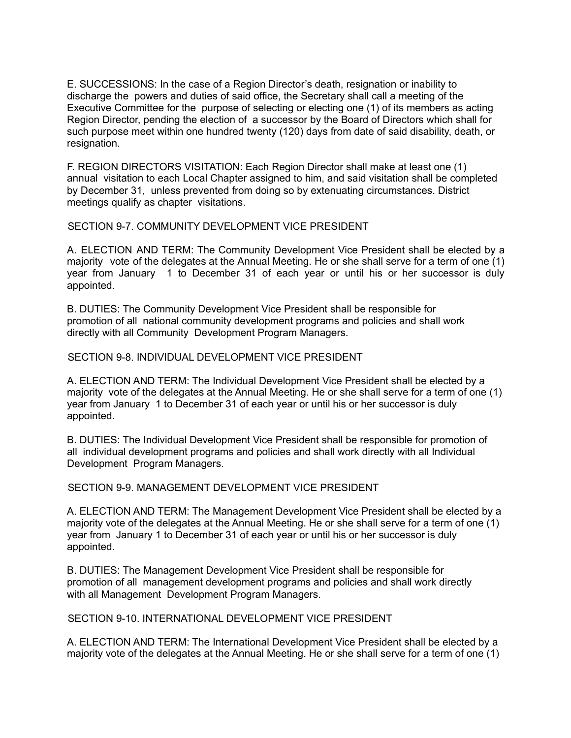E. SUCCESSIONS: In the case of a Region Director's death, resignation or inability to discharge the powers and duties of said office, the Secretary shall call a meeting of the Executive Committee for the purpose of selecting or electing one (1) of its members as acting Region Director, pending the election of a successor by the Board of Directors which shall for such purpose meet within one hundred twenty (120) days from date of said disability, death, or resignation.

F. REGION DIRECTORS VISITATION: Each Region Director shall make at least one (1) annual visitation to each Local Chapter assigned to him, and said visitation shall be completed by December 31, unless prevented from doing so by extenuating circumstances. District meetings qualify as chapter visitations.

### SECTION 9-7. COMMUNITY DEVELOPMENT VICE PRESIDENT

A. ELECTION AND TERM: The Community Development Vice President shall be elected by a majority vote of the delegates at the Annual Meeting. He or she shall serve for a term of one (1) year from January 1 to December 31 of each year or until his or her successor is duly appointed.

B. DUTIES: The Community Development Vice President shall be responsible for promotion of all national community development programs and policies and shall work directly with all Community Development Program Managers.

### SECTION 9-8. INDIVIDUAL DEVELOPMENT VICE PRESIDENT

A. ELECTION AND TERM: The Individual Development Vice President shall be elected by a majority vote of the delegates at the Annual Meeting. He or she shall serve for a term of one (1) year from January 1 to December 31 of each year or until his or her successor is duly appointed.

B. DUTIES: The Individual Development Vice President shall be responsible for promotion of all individual development programs and policies and shall work directly with all Individual Development Program Managers.

### SECTION 9-9. MANAGEMENT DEVELOPMENT VICE PRESIDENT

A. ELECTION AND TERM: The Management Development Vice President shall be elected by a majority vote of the delegates at the Annual Meeting. He or she shall serve for a term of one (1) year from January 1 to December 31 of each year or until his or her successor is duly appointed.

B. DUTIES: The Management Development Vice President shall be responsible for promotion of all management development programs and policies and shall work directly with all Management Development Program Managers.

### SECTION 9-10. INTERNATIONAL DEVELOPMENT VICE PRESIDENT

A. ELECTION AND TERM: The International Development Vice President shall be elected by a majority vote of the delegates at the Annual Meeting. He or she shall serve for a term of one (1)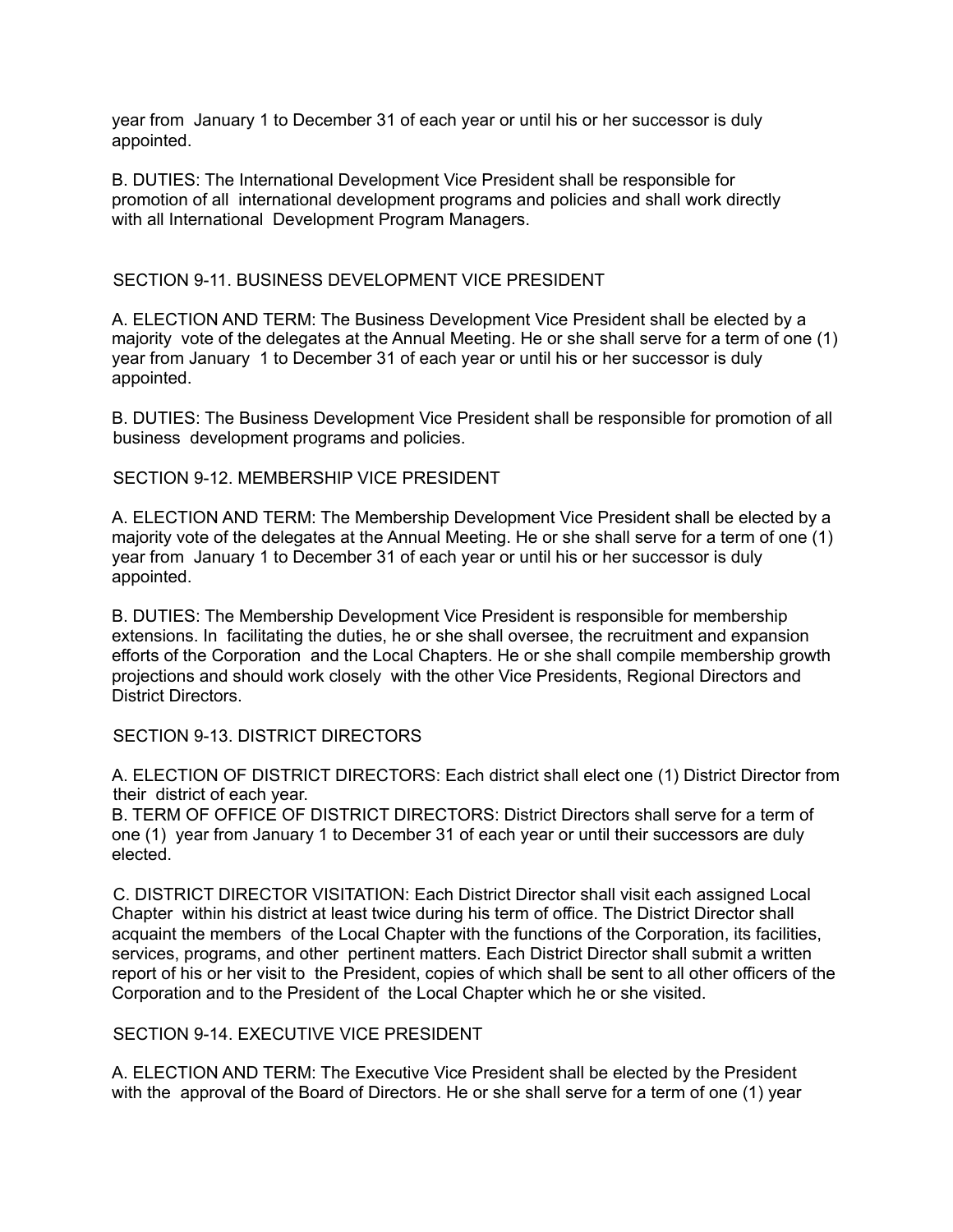year from January 1 to December 31 of each year or until his or her successor is duly appointed.

B. DUTIES: The International Development Vice President shall be responsible for promotion of all international development programs and policies and shall work directly with all International Development Program Managers.

SECTION 9-11. BUSINESS DEVELOPMENT VICE PRESIDENT

A. ELECTION AND TERM: The Business Development Vice President shall be elected by a majority vote of the delegates at the Annual Meeting. He or she shall serve for a term of one (1) year from January 1 to December 31 of each year or until his or her successor is duly appointed.

B. DUTIES: The Business Development Vice President shall be responsible for promotion of all business development programs and policies.

SECTION 9-12. MEMBERSHIP VICE PRESIDENT

A. ELECTION AND TERM: The Membership Development Vice President shall be elected by a majority vote of the delegates at the Annual Meeting. He or she shall serve for a term of one (1) year from January 1 to December 31 of each year or until his or her successor is duly appointed.

B. DUTIES: The Membership Development Vice President is responsible for membership extensions. In facilitating the duties, he or she shall oversee, the recruitment and expansion efforts of the Corporation and the Local Chapters. He or she shall compile membership growth projections and should work closely with the other Vice Presidents, Regional Directors and District Directors.

SECTION 9-13. DISTRICT DIRECTORS

A. ELECTION OF DISTRICT DIRECTORS: Each district shall elect one (1) District Director from their district of each year.
B. TERM OF OFFICE OF DISTRICT DIRECTORS: District Directors shall serve for a term of one (1) year from January 1 to December 31 of each year or until their successors are duly elected.

C. DISTRICT DIRECTOR VISITATION: Each District Director shall visit each assigned Local Chapter within his district at least twice during his term of office. The District Director shall acquaint the members of the Local Chapter with the functions of the Corporation, its facilities, services, programs, and other pertinent matters. Each District Director shall submit a written report of his or her visit to the President, copies of which shall be sent to all other officers of the Corporation and to the President of the Local Chapter which he or she visited.

SECTION 9-14. EXECUTIVE VICE PRESIDENT

A. ELECTION AND TERM: The Executive Vice President shall be elected by the President with the approval of the Board of Directors. He or she shall serve for a term of one (1) year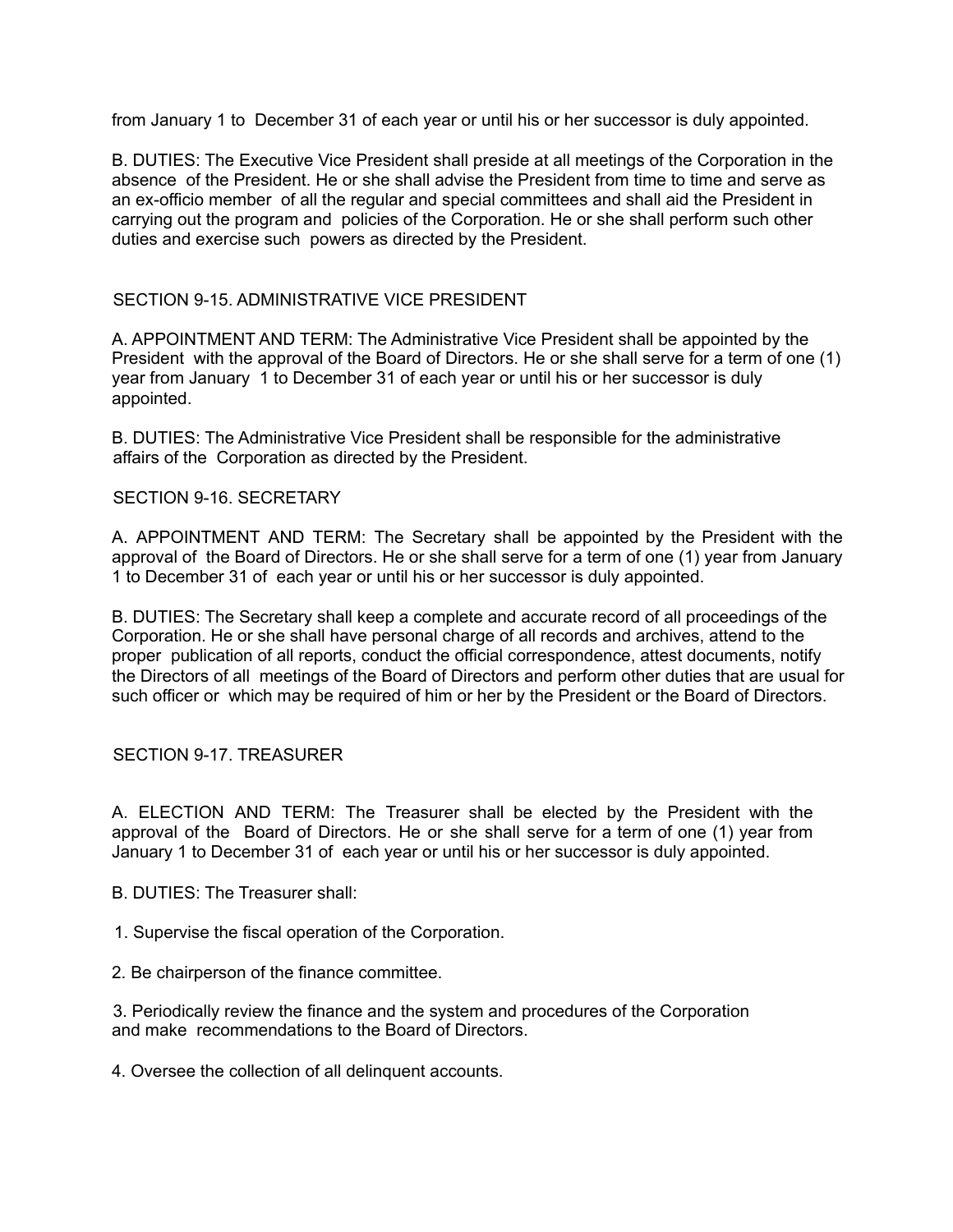from January 1 to December 31 of each year or until his or her successor is duly appointed.

B. DUTIES: The Executive Vice President shall preside at all meetings of the Corporation in the absence of the President. He or she shall advise the President from time to time and serve as an ex-officio member of all the regular and special committees and shall aid the President in carrying out the program and policies of the Corporation. He or she shall perform such other duties and exercise such powers as directed by the President.

## SECTION 9-15. ADMINISTRATIVE VICE PRESIDENT

A. APPOINTMENT AND TERM: The Administrative Vice President shall be appointed by the President with the approval of the Board of Directors. He or she shall serve for a term of one (1) year from January 1 to December 31 of each year or until his or her successor is duly appointed.

B. DUTIES: The Administrative Vice President shall be responsible for the administrative affairs of the Corporation as directed by the President.

## SECTION 9-16. SECRETARY

A. APPOINTMENT AND TERM: The Secretary shall be appointed by the President with the approval of the Board of Directors. He or she shall serve for a term of one (1) year from January 1 to December 31 of each year or until his or her successor is duly appointed.

B. DUTIES: The Secretary shall keep a complete and accurate record of all proceedings of the Corporation. He or she shall have personal charge of all records and archives, attend to the proper publication of all reports, conduct the official correspondence, attest documents, notify the Directors of all meetings of the Board of Directors and perform other duties that are usual for such officer or which may be required of him or her by the President or the Board of Directors.

## SECTION 9-17. TREASURER

A. ELECTION AND TERM: The Treasurer shall be elected by the President with the approval of the Board of Directors. He or she shall serve for a term of one (1) year from January 1 to December 31 of each year or until his or her successor is duly appointed.

B. DUTIES: The Treasurer shall:

1. Supervise the fiscal operation of the Corporation.

2. Be chairperson of the finance committee.

3. Periodically review the finance and the system and procedures of the Corporation and make recommendations to the Board of Directors.

4. Oversee the collection of all delinquent accounts.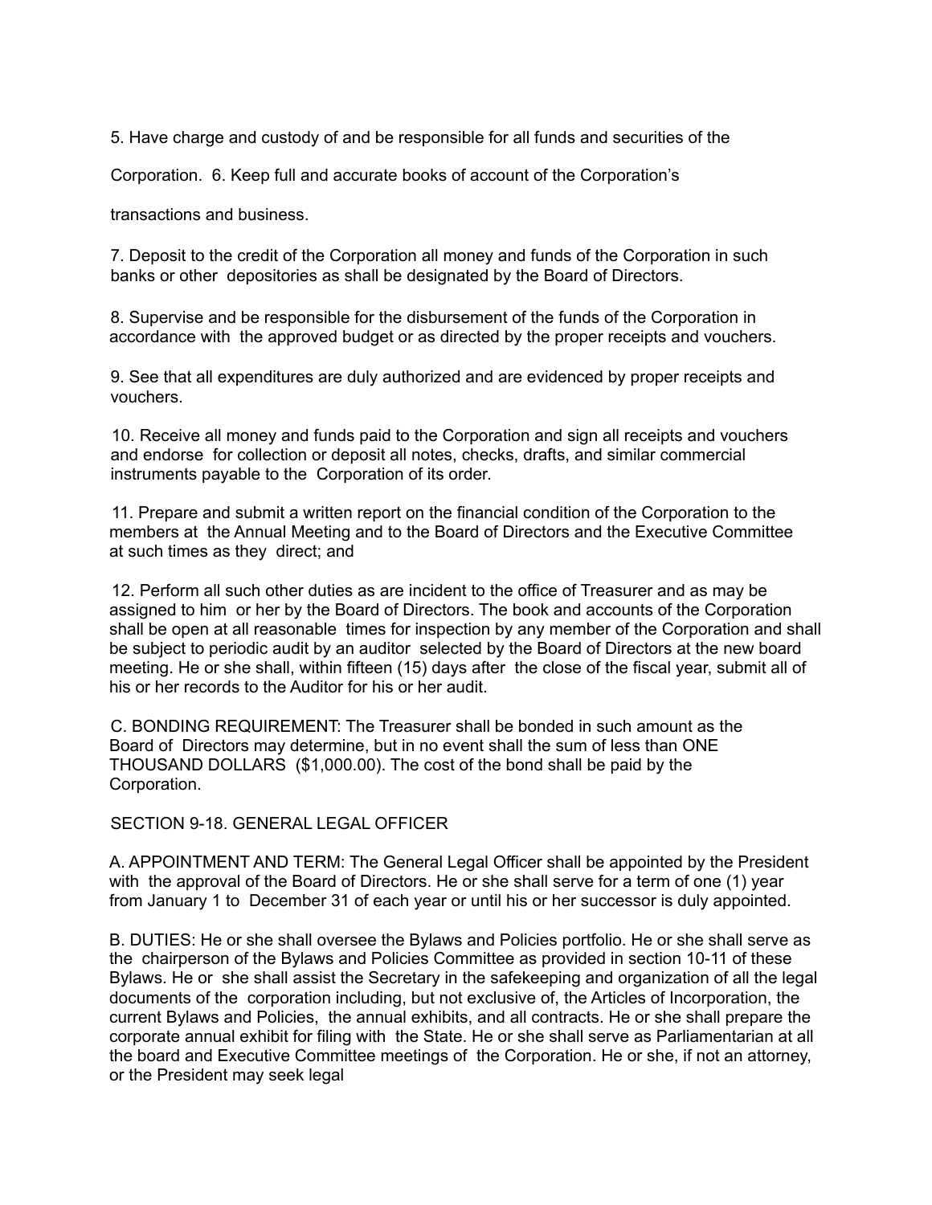5. Have charge and custody of and be responsible for all funds and securities of the Corporation.

6. Keep full and accurate books of account of the Corporation's transactions and business.

7. Deposit to the credit of the Corporation all money and funds of the Corporation in such banks or other depositories as shall be designated by the Board of Directors.

8. Supervise and be responsible for the disbursement of the funds of the Corporation in accordance with the approved budget or as directed by the proper receipts and vouchers.

9. See that all expenditures are duly authorized and are evidenced by proper receipts and vouchers.

10. Receive all money and funds paid to the Corporation and sign all receipts and vouchers and endorse for collection or deposit all notes, checks, drafts, and similar commercial instruments payable to the Corporation of its order.

11. Prepare and submit a written report on the financial condition of the Corporation to the members at the Annual Meeting and to the Board of Directors and the Executive Committee at such times as they direct; and

12. Perform all such other duties as are incident to the office of Treasurer and as may be assigned to him or her by the Board of Directors. The book and accounts of the Corporation shall be open at all reasonable times for inspection by any member of the Corporation and shall be subject to periodic audit by an auditor selected by the Board of Directors at the new board meeting. He or she shall, within fifteen (15) days after the close of the fiscal year, submit all of his or her records to the Auditor for his or her audit.

C. BONDING REQUIREMENT: The Treasurer shall be bonded in such amount as the Board of Directors may determine, but in no event shall the sum of less than ONE THOUSAND DOLLARS ($1,000.00). The cost of the bond shall be paid by the Corporation.

SECTION 9-18. GENERAL LEGAL OFFICER

A. APPOINTMENT AND TERM: The General Legal Officer shall be appointed by the President with the approval of the Board of Directors. He or she shall serve for a term of one (1) year from January 1 to December 31 of each year or until his or her successor is duly appointed.

B. DUTIES: He or she shall oversee the Bylaws and Policies portfolio. He or she shall serve as the chairperson of the Bylaws and Policies Committee as provided in section 10-11 of these Bylaws. He or she shall assist the Secretary in the safekeeping and organization of all the legal documents of the corporation including, but not exclusive of, the Articles of Incorporation, the current Bylaws and Policies, the annual exhibits, and all contracts. He or she shall prepare the corporate annual exhibit for filing with the State. He or she shall serve as Parliamentarian at all the board and Executive Committee meetings of the Corporation. He or she, if not an attorney, or the President may seek legal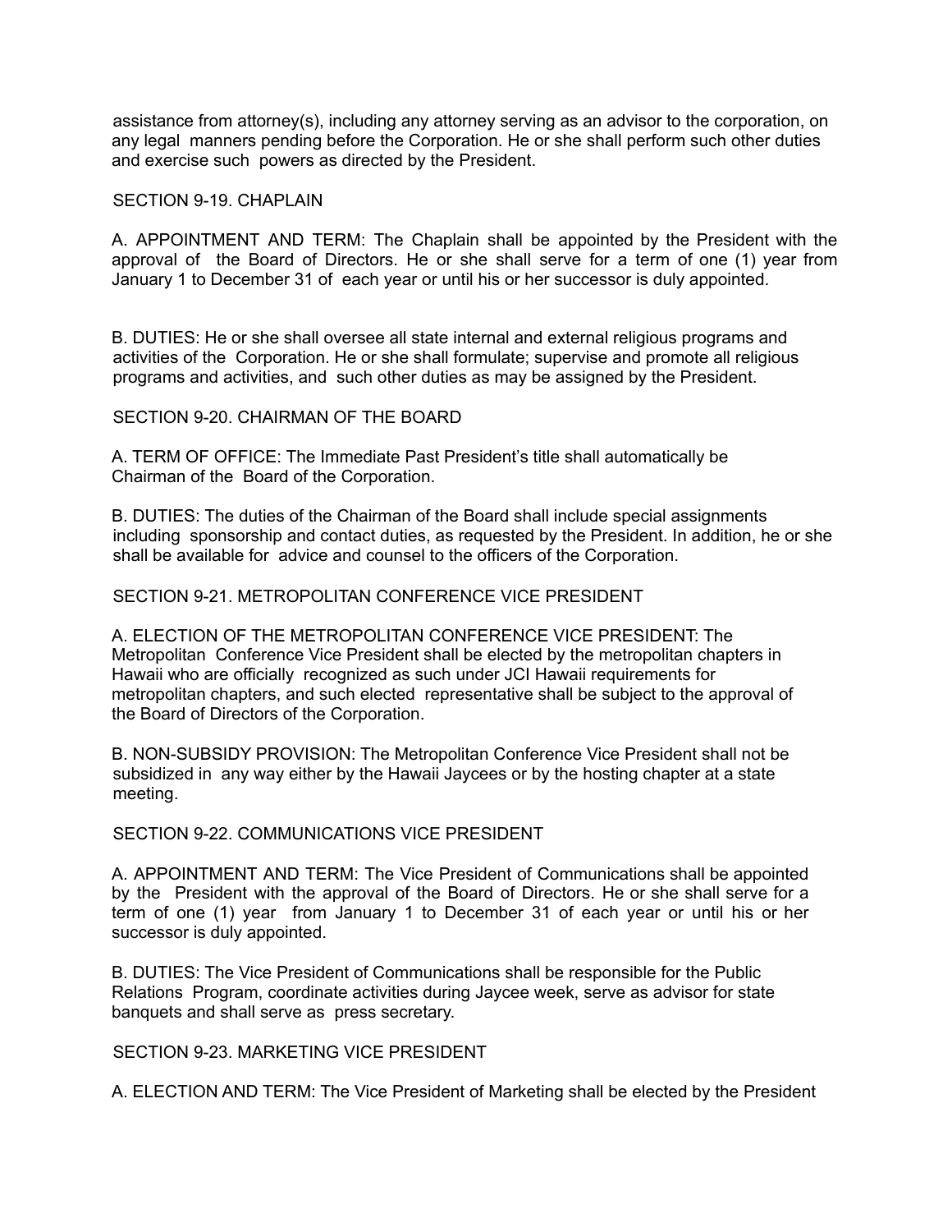assistance from attorney(s), including any attorney serving as an advisor to the corporation, on any legal manners pending before the Corporation. He or she shall perform such other duties and exercise such powers as directed by the President.

SECTION 9-19. CHAPLAIN

A. APPOINTMENT AND TERM: The Chaplain shall be appointed by the President with the approval of the Board of Directors. He or she shall serve for a term of one (1) year from January 1 to December 31 of each year or until his or her successor is duly appointed.

B. DUTIES: He or she shall oversee all state internal and external religious programs and activities of the Corporation. He or she shall formulate; supervise and promote all religious programs and activities, and such other duties as may be assigned by the President.

SECTION 9-20. CHAIRMAN OF THE BOARD

A. TERM OF OFFICE: The Immediate Past President's title shall automatically be Chairman of the Board of the Corporation.

B. DUTIES: The duties of the Chairman of the Board shall include special assignments including sponsorship and contact duties, as requested by the President. In addition, he or she shall be available for advice and counsel to the officers of the Corporation.

SECTION 9-21. METROPOLITAN CONFERENCE VICE PRESIDENT

A. ELECTION OF THE METROPOLITAN CONFERENCE VICE PRESIDENT: The Metropolitan Conference Vice President shall be elected by the metropolitan chapters in Hawaii who are officially recognized as such under JCI Hawaii requirements for metropolitan chapters, and such elected representative shall be subject to the approval of the Board of Directors of the Corporation.

B. NON-SUBSIDY PROVISION: The Metropolitan Conference Vice President shall not be subsidized in any way either by the Hawaii Jaycees or by the hosting chapter at a state meeting.

SECTION 9-22. COMMUNICATIONS VICE PRESIDENT

A. APPOINTMENT AND TERM: The Vice President of Communications shall be appointed by the President with the approval of the Board of Directors. He or she shall serve for a term of one (1) year from January 1 to December 31 of each year or until his or her successor is duly appointed.

B. DUTIES: The Vice President of Communications shall be responsible for the Public Relations Program, coordinate activities during Jaycee week, serve as advisor for state banquets and shall serve as press secretary.

SECTION 9-23. MARKETING VICE PRESIDENT

A. ELECTION AND TERM: The Vice President of Marketing shall be elected by the President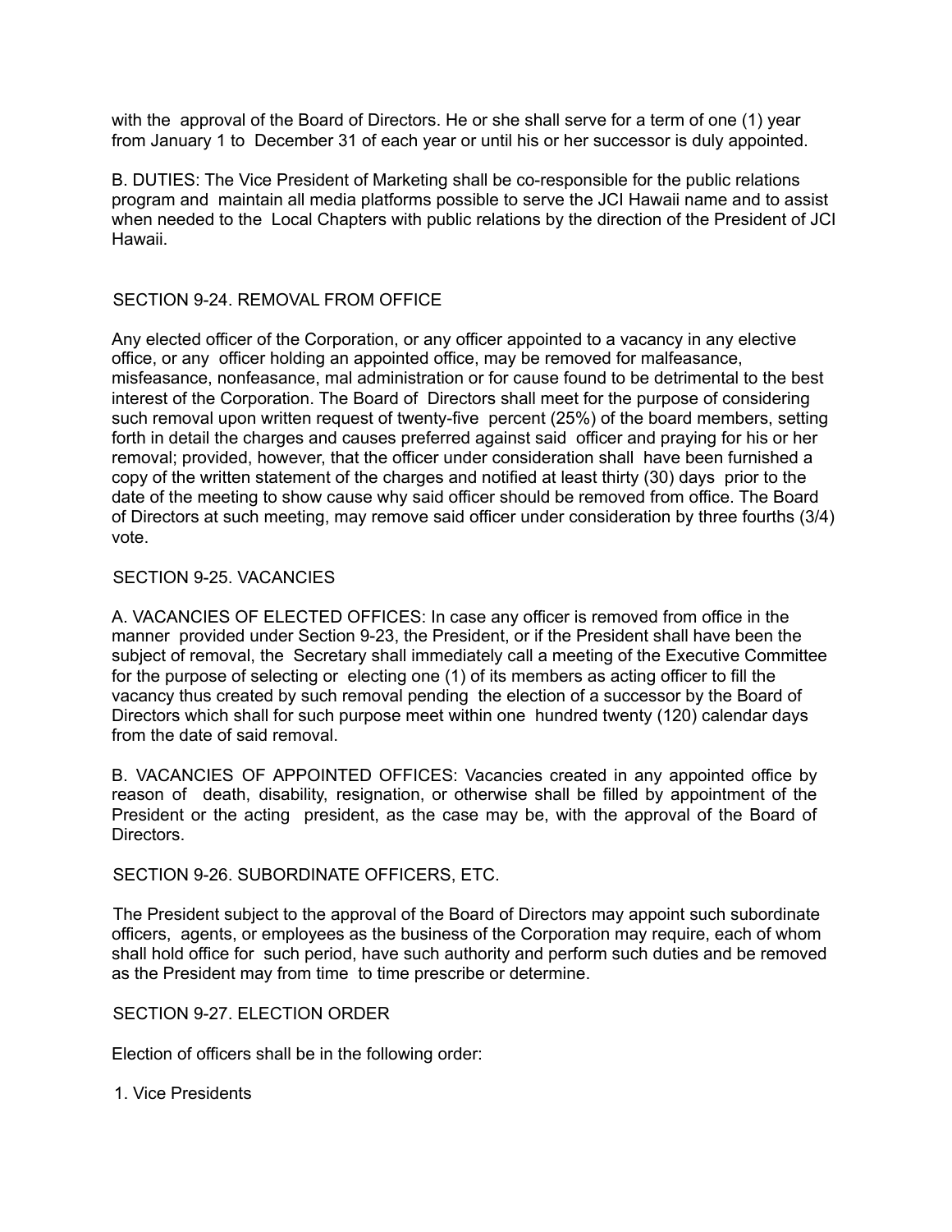with the approval of the Board of Directors. He or she shall serve for a term of one (1) year from January 1 to December 31 of each year or until his or her successor is duly appointed.

B. DUTIES: The Vice President of Marketing shall be co-responsible for the public relations program and maintain all media platforms possible to serve the JCI Hawaii name and to assist when needed to the Local Chapters with public relations by the direction of the President of JCI Hawaii.

## SECTION 9-24. REMOVAL FROM OFFICE

Any elected officer of the Corporation, or any officer appointed to a vacancy in any elective office, or any officer holding an appointed office, may be removed for malfeasance, misfeasance, nonfeasance, mal administration or for cause found to be detrimental to the best interest of the Corporation. The Board of Directors shall meet for the purpose of considering such removal upon written request of twenty-five percent (25%) of the board members, setting forth in detail the charges and causes preferred against said officer and praying for his or her removal; provided, however, that the officer under consideration shall have been furnished a copy of the written statement of the charges and notified at least thirty (30) days prior to the date of the meeting to show cause why said officer should be removed from office. The Board of Directors at such meeting, may remove said officer under consideration by three fourths (3/4) vote.

## SECTION 9-25. VACANCIES

A. VACANCIES OF ELECTED OFFICES: In case any officer is removed from office in the manner provided under Section 9-23, the President, or if the President shall have been the subject of removal, the Secretary shall immediately call a meeting of the Executive Committee for the purpose of selecting or electing one (1) of its members as acting officer to fill the vacancy thus created by such removal pending the election of a successor by the Board of Directors which shall for such purpose meet within one hundred twenty (120) calendar days from the date of said removal.

B. VACANCIES OF APPOINTED OFFICES: Vacancies created in any appointed office by reason of death, disability, resignation, or otherwise shall be filled by appointment of the President or the acting president, as the case may be, with the approval of the Board of Directors.

## SECTION 9-26. SUBORDINATE OFFICERS, ETC.

The President subject to the approval of the Board of Directors may appoint such subordinate officers, agents, or employees as the business of the Corporation may require, each of whom shall hold office for such period, have such authority and perform such duties and be removed as the President may from time to time prescribe or determine.

## SECTION 9-27. ELECTION ORDER

Election of officers shall be in the following order:

1. Vice Presidents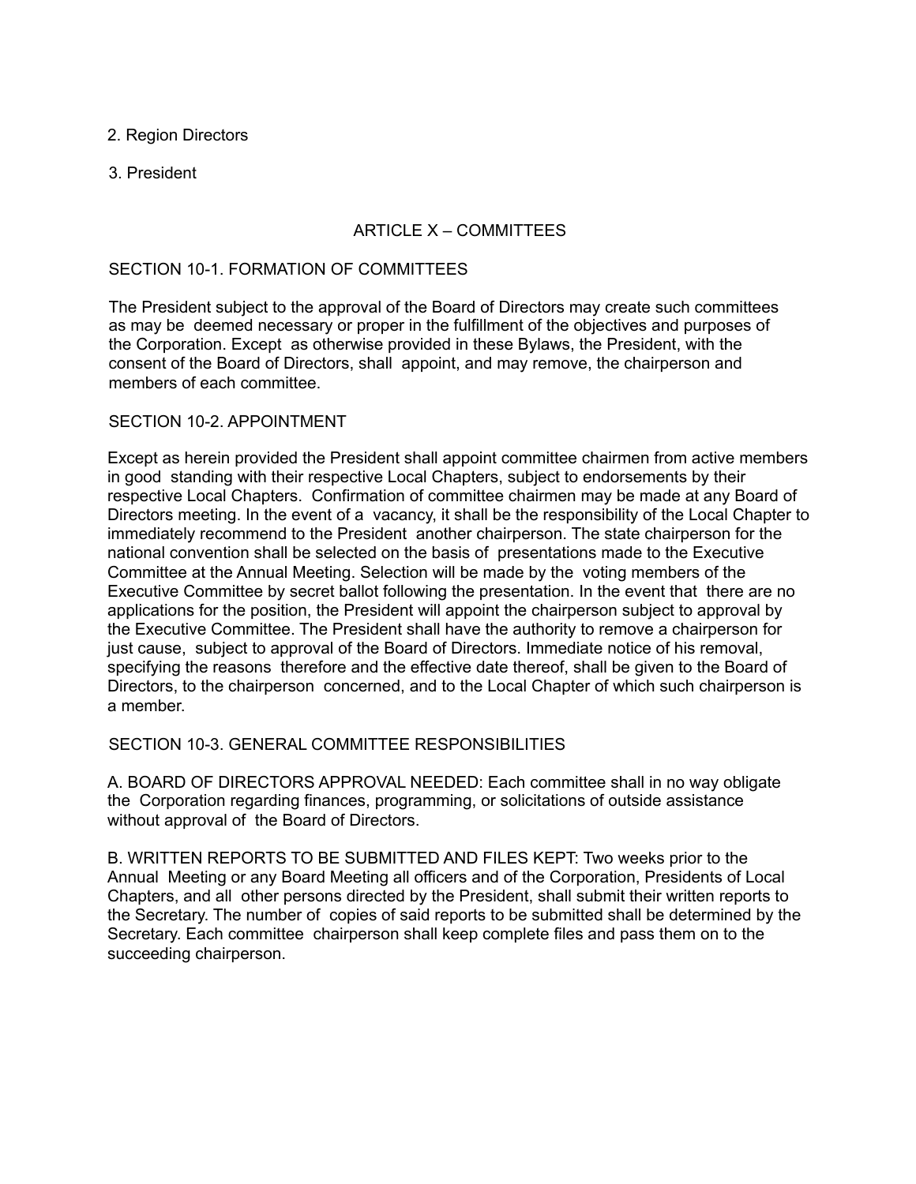2. Region Directors

3. President

## ARTICLE X – COMMITTEES

### SECTION 10-1. FORMATION OF COMMITTEES

The President subject to the approval of the Board of Directors may create such committees as may be deemed necessary or proper in the fulfillment of the objectives and purposes of the Corporation. Except as otherwise provided in these Bylaws, the President, with the consent of the Board of Directors, shall appoint, and may remove, the chairperson and members of each committee.

### SECTION 10-2. APPOINTMENT

Except as herein provided the President shall appoint committee chairmen from active members in good standing with their respective Local Chapters, subject to endorsements by their respective Local Chapters. Confirmation of committee chairmen may be made at any Board of Directors meeting. In the event of a vacancy, it shall be the responsibility of the Local Chapter to immediately recommend to the President another chairperson. The state chairperson for the national convention shall be selected on the basis of presentations made to the Executive Committee at the Annual Meeting. Selection will be made by the voting members of the Executive Committee by secret ballot following the presentation. In the event that there are no applications for the position, the President will appoint the chairperson subject to approval by the Executive Committee. The President shall have the authority to remove a chairperson for just cause, subject to approval of the Board of Directors. Immediate notice of his removal, specifying the reasons therefore and the effective date thereof, shall be given to the Board of Directors, to the chairperson concerned, and to the Local Chapter of which such chairperson is a member.

### SECTION 10-3. GENERAL COMMITTEE RESPONSIBILITIES

A. BOARD OF DIRECTORS APPROVAL NEEDED: Each committee shall in no way obligate the Corporation regarding finances, programming, or solicitations of outside assistance without approval of the Board of Directors.

B. WRITTEN REPORTS TO BE SUBMITTED AND FILES KEPT: Two weeks prior to the Annual Meeting or any Board Meeting all officers and of the Corporation, Presidents of Local Chapters, and all other persons directed by the President, shall submit their written reports to the Secretary. The number of copies of said reports to be submitted shall be determined by the Secretary. Each committee chairperson shall keep complete files and pass them on to the succeeding chairperson.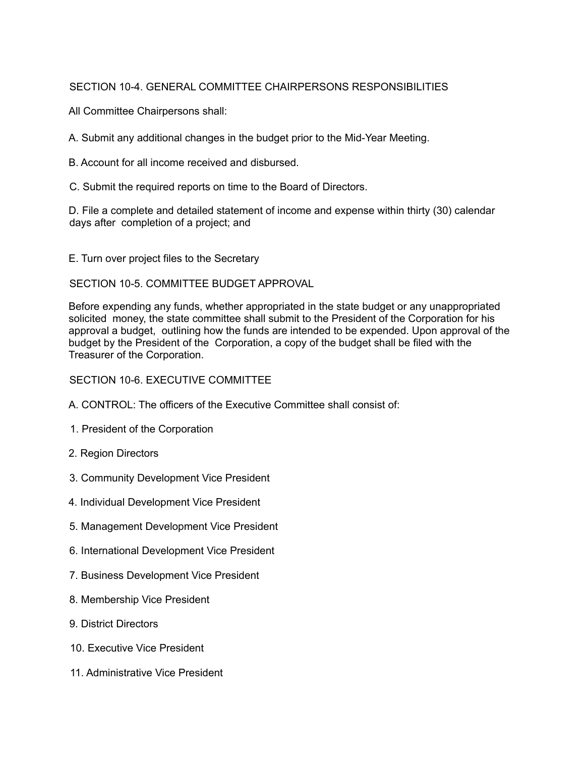## SECTION 10-4. GENERAL COMMITTEE CHAIRPERSONS RESPONSIBILITIES

All Committee Chairpersons shall:

A. Submit any additional changes in the budget prior to the Mid-Year Meeting.

B. Account for all income received and disbursed.

C. Submit the required reports on time to the Board of Directors.

D. File a complete and detailed statement of income and expense within thirty (30) calendar days after completion of a project; and

E. Turn over project files to the Secretary

## SECTION 10-5. COMMITTEE BUDGET APPROVAL

Before expending any funds, whether appropriated in the state budget or any unappropriated solicited money, the state committee shall submit to the President of the Corporation for his approval a budget, outlining how the funds are intended to be expended. Upon approval of the budget by the President of the Corporation, a copy of the budget shall be filed with the Treasurer of the Corporation.

## SECTION 10-6. EXECUTIVE COMMITTEE

A. CONTROL: The officers of the Executive Committee shall consist of:

1. President of the Corporation
2. Region Directors
3. Community Development Vice President
4. Individual Development Vice President
5. Management Development Vice President
6. International Development Vice President
7. Business Development Vice President
8. Membership Vice President
9. District Directors
10. Executive Vice President
11. Administrative Vice President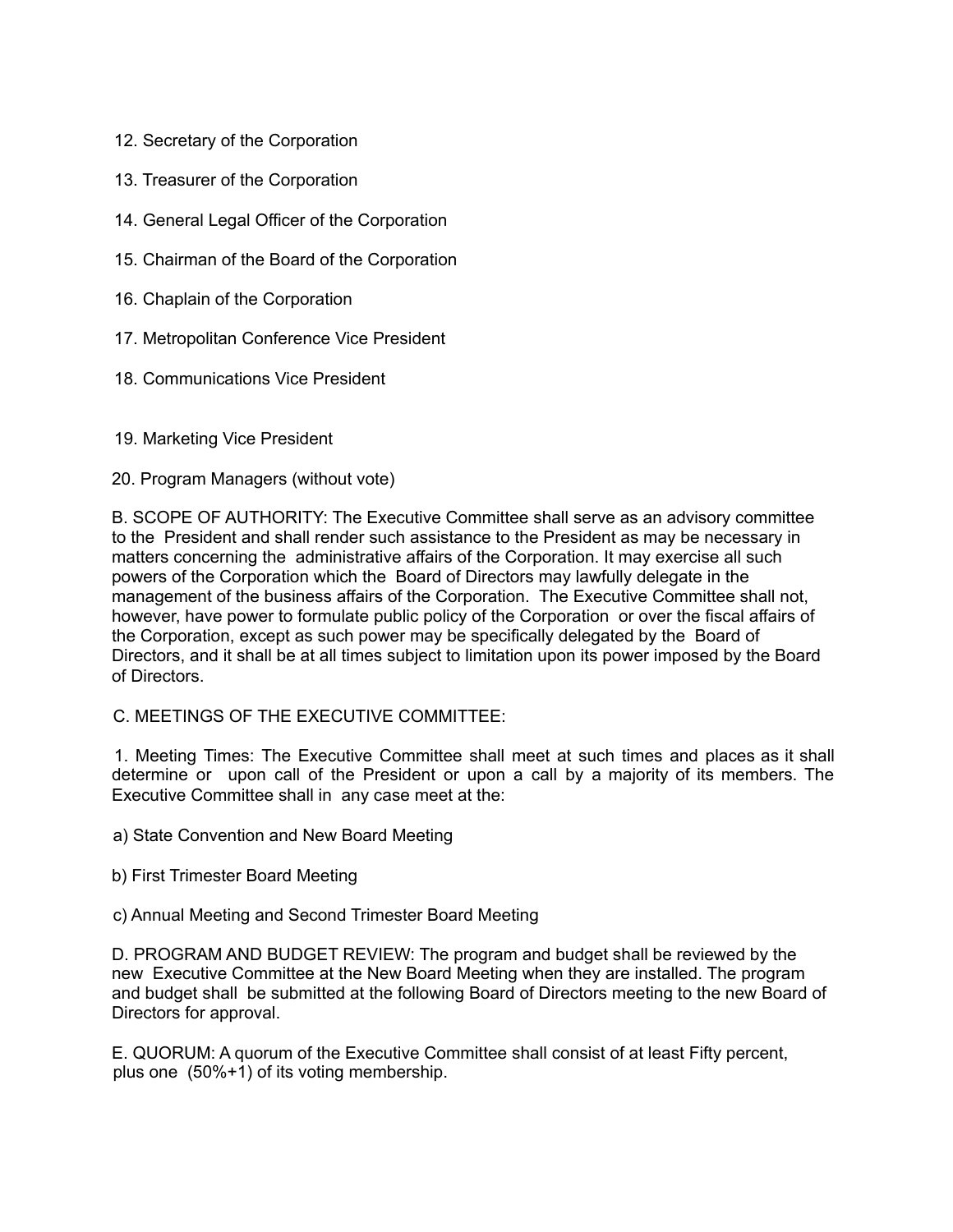12. Secretary of the Corporation

13. Treasurer of the Corporation

14. General Legal Officer of the Corporation

15. Chairman of the Board of the Corporation

16. Chaplain of the Corporation

17. Metropolitan Conference Vice President

18. Communications Vice President

19. Marketing Vice President

20. Program Managers (without vote)

B. SCOPE OF AUTHORITY: The Executive Committee shall serve as an advisory committee to the President and shall render such assistance to the President as may be necessary in matters concerning the administrative affairs of the Corporation. It may exercise all such powers of the Corporation which the Board of Directors may lawfully delegate in the management of the business affairs of the Corporation. The Executive Committee shall not, however, have power to formulate public policy of the Corporation or over the fiscal affairs of the Corporation, except as such power may be specifically delegated by the Board of Directors, and it shall be at all times subject to limitation upon its power imposed by the Board of Directors.

C. MEETINGS OF THE EXECUTIVE COMMITTEE:

1. Meeting Times: The Executive Committee shall meet at such times and places as it shall determine or upon call of the President or upon a call by a majority of its members. The Executive Committee shall in any case meet at the:

a) State Convention and New Board Meeting

b) First Trimester Board Meeting

c) Annual Meeting and Second Trimester Board Meeting

D. PROGRAM AND BUDGET REVIEW: The program and budget shall be reviewed by the new Executive Committee at the New Board Meeting when they are installed. The program and budget shall be submitted at the following Board of Directors meeting to the new Board of Directors for approval.

E. QUORUM: A quorum of the Executive Committee shall consist of at least Fifty percent, plus one (50%+1) of its voting membership.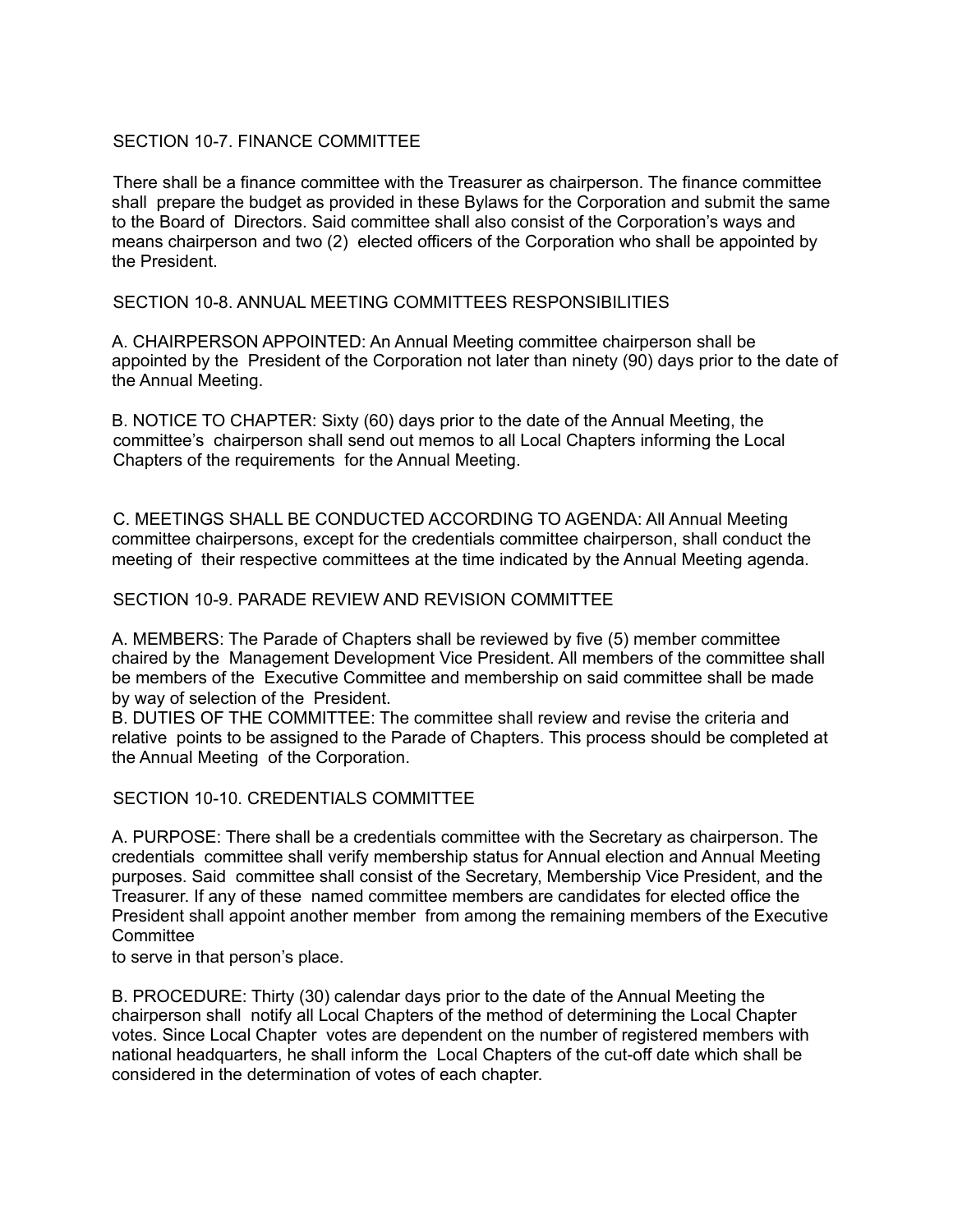## SECTION 10-7. FINANCE COMMITTEE

There shall be a finance committee with the Treasurer as chairperson. The finance committee shall prepare the budget as provided in these Bylaws for the Corporation and submit the same to the Board of Directors. Said committee shall also consist of the Corporation's ways and means chairperson and two (2) elected officers of the Corporation who shall be appointed by the President.

## SECTION 10-8. ANNUAL MEETING COMMITTEES RESPONSIBILITIES

A. CHAIRPERSON APPOINTED: An Annual Meeting committee chairperson shall be appointed by the President of the Corporation not later than ninety (90) days prior to the date of the Annual Meeting.

B. NOTICE TO CHAPTER: Sixty (60) days prior to the date of the Annual Meeting, the committee's chairperson shall send out memos to all Local Chapters informing the Local Chapters of the requirements for the Annual Meeting.

C. MEETINGS SHALL BE CONDUCTED ACCORDING TO AGENDA: All Annual Meeting committee chairpersons, except for the credentials committee chairperson, shall conduct the meeting of their respective committees at the time indicated by the Annual Meeting agenda.

## SECTION 10-9. PARADE REVIEW AND REVISION COMMITTEE

A. MEMBERS: The Parade of Chapters shall be reviewed by five (5) member committee chaired by the Management Development Vice President. All members of the committee shall be members of the Executive Committee and membership on said committee shall be made by way of selection of the President.

B. DUTIES OF THE COMMITTEE: The committee shall review and revise the criteria and relative points to be assigned to the Parade of Chapters. This process should be completed at the Annual Meeting of the Corporation.

## SECTION 10-10. CREDENTIALS COMMITTEE

A. PURPOSE: There shall be a credentials committee with the Secretary as chairperson. The credentials committee shall verify membership status for Annual election and Annual Meeting purposes. Said committee shall consist of the Secretary, Membership Vice President, and the Treasurer. If any of these named committee members are candidates for elected office the President shall appoint another member from among the remaining members of the Executive Committee to serve in that person's place.

B. PROCEDURE: Thirty (30) calendar days prior to the date of the Annual Meeting the chairperson shall notify all Local Chapters of the method of determining the Local Chapter votes. Since Local Chapter votes are dependent on the number of registered members with national headquarters, he shall inform the Local Chapters of the cut-off date which shall be considered in the determination of votes of each chapter.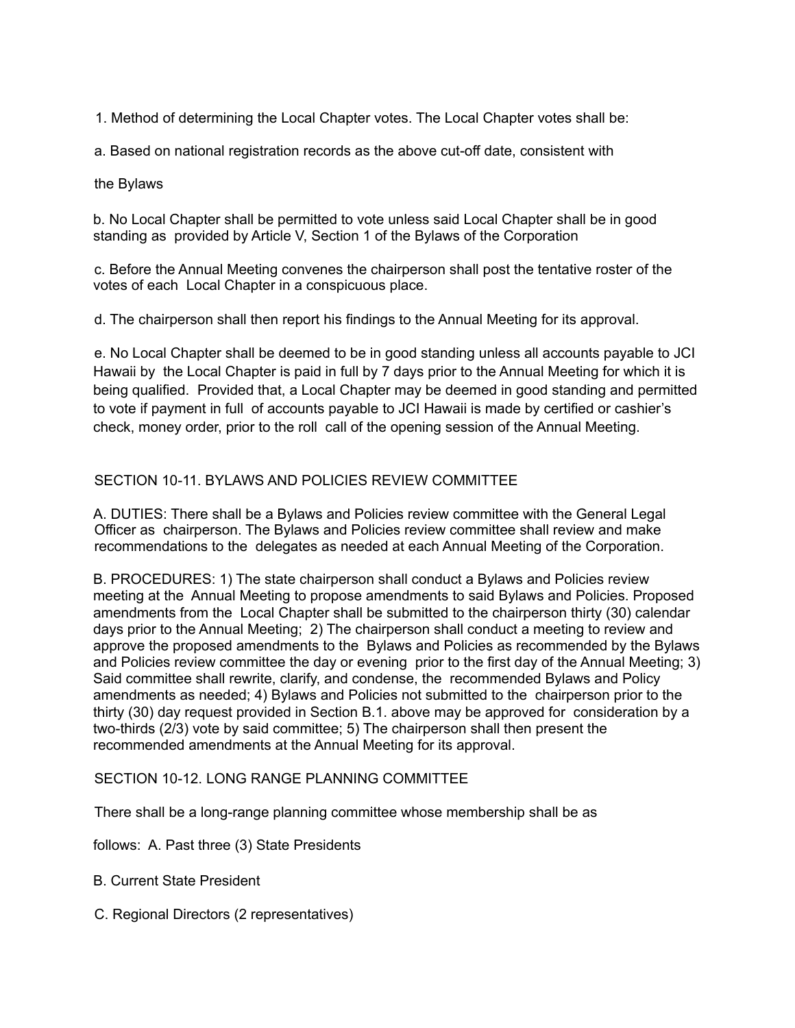1. Method of determining the Local Chapter votes. The Local Chapter votes shall be:

a. Based on national registration records as the above cut-off date, consistent with

the Bylaws

b. No Local Chapter shall be permitted to vote unless said Local Chapter shall be in good standing as provided by Article V, Section 1 of the Bylaws of the Corporation

c. Before the Annual Meeting convenes the chairperson shall post the tentative roster of the votes of each Local Chapter in a conspicuous place.

d. The chairperson shall then report his findings to the Annual Meeting for its approval.

e. No Local Chapter shall be deemed to be in good standing unless all accounts payable to JCI Hawaii by the Local Chapter is paid in full by 7 days prior to the Annual Meeting for which it is being qualified. Provided that, a Local Chapter may be deemed in good standing and permitted to vote if payment in full of accounts payable to JCI Hawaii is made by certified or cashier's check, money order, prior to the roll call of the opening session of the Annual Meeting.

SECTION 10-11. BYLAWS AND POLICIES REVIEW COMMITTEE

A. DUTIES: There shall be a Bylaws and Policies review committee with the General Legal Officer as chairperson. The Bylaws and Policies review committee shall review and make recommendations to the delegates as needed at each Annual Meeting of the Corporation.

B. PROCEDURES: 1) The state chairperson shall conduct a Bylaws and Policies review meeting at the Annual Meeting to propose amendments to said Bylaws and Policies. Proposed amendments from the Local Chapter shall be submitted to the chairperson thirty (30) calendar days prior to the Annual Meeting; 2) The chairperson shall conduct a meeting to review and approve the proposed amendments to the Bylaws and Policies as recommended by the Bylaws and Policies review committee the day or evening prior to the first day of the Annual Meeting; 3) Said committee shall rewrite, clarify, and condense, the recommended Bylaws and Policy amendments as needed; 4) Bylaws and Policies not submitted to the chairperson prior to the thirty (30) day request provided in Section B.1. above may be approved for consideration by a two-thirds (2/3) vote by said committee; 5) The chairperson shall then present the recommended amendments at the Annual Meeting for its approval.

SECTION 10-12. LONG RANGE PLANNING COMMITTEE

There shall be a long-range planning committee whose membership shall be as

follows: A. Past three (3) State Presidents

B. Current State President

C. Regional Directors (2 representatives)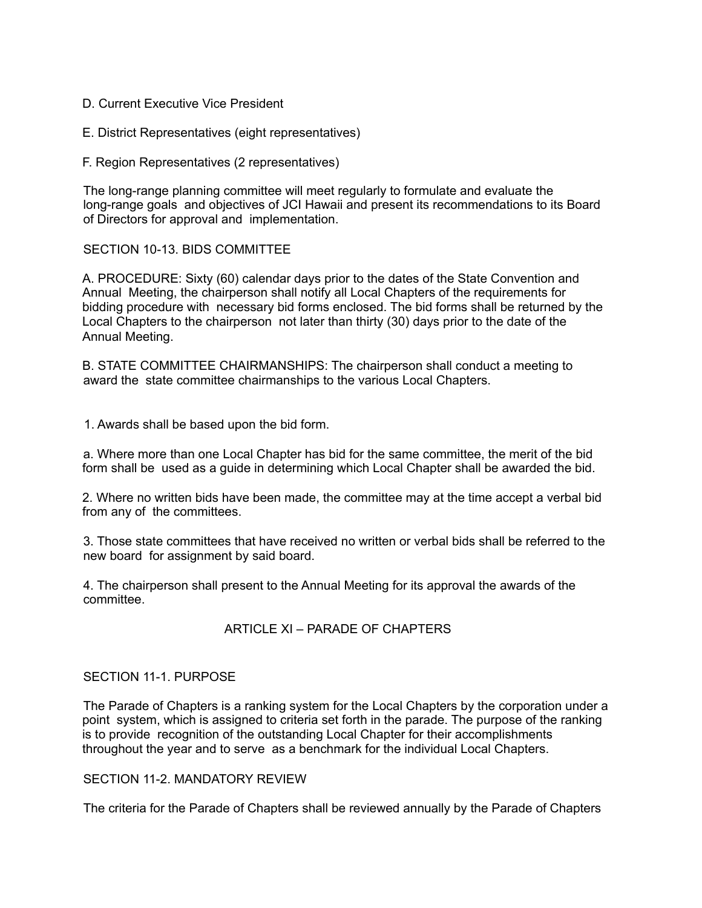D. Current Executive Vice President

E. District Representatives (eight representatives)

F. Region Representatives (2 representatives)

The long-range planning committee will meet regularly to formulate and evaluate the long-range goals and objectives of JCI Hawaii and present its recommendations to its Board of Directors for approval and implementation.

SECTION 10-13. BIDS COMMITTEE

A. PROCEDURE: Sixty (60) calendar days prior to the dates of the State Convention and Annual Meeting, the chairperson shall notify all Local Chapters of the requirements for bidding procedure with necessary bid forms enclosed. The bid forms shall be returned by the Local Chapters to the chairperson not later than thirty (30) days prior to the date of the Annual Meeting.

B. STATE COMMITTEE CHAIRMANSHIPS: The chairperson shall conduct a meeting to award the state committee chairmanships to the various Local Chapters.

1. Awards shall be based upon the bid form.

a. Where more than one Local Chapter has bid for the same committee, the merit of the bid form shall be used as a guide in determining which Local Chapter shall be awarded the bid.

2. Where no written bids have been made, the committee may at the time accept a verbal bid from any of the committees.

3. Those state committees that have received no written or verbal bids shall be referred to the new board for assignment by said board.

4. The chairperson shall present to the Annual Meeting for its approval the awards of the committee.

## ARTICLE XI – PARADE OF CHAPTERS

SECTION 11-1. PURPOSE

The Parade of Chapters is a ranking system for the Local Chapters by the corporation under a point system, which is assigned to criteria set forth in the parade. The purpose of the ranking is to provide recognition of the outstanding Local Chapter for their accomplishments throughout the year and to serve as a benchmark for the individual Local Chapters.

SECTION 11-2. MANDATORY REVIEW

The criteria for the Parade of Chapters shall be reviewed annually by the Parade of Chapters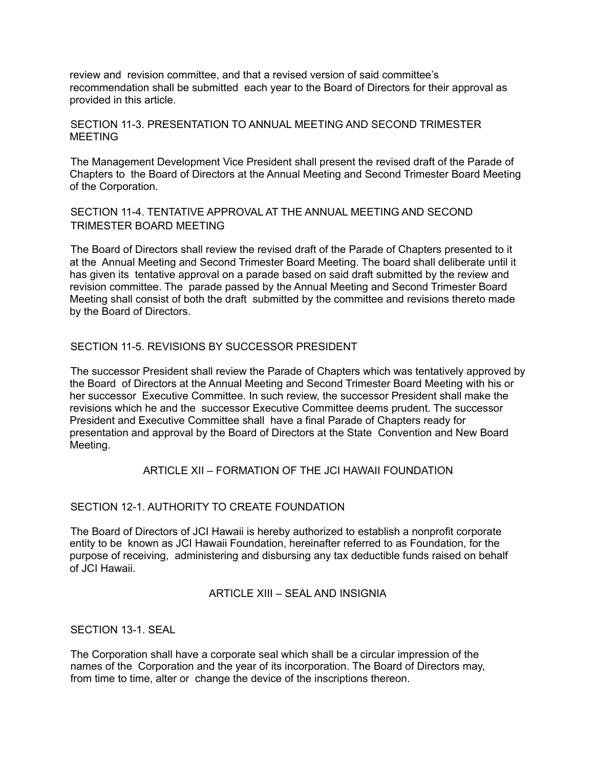review and revision committee, and that a revised version of said committee's recommendation shall be submitted each year to the Board of Directors for their approval as provided in this article.

### SECTION 11-3. PRESENTATION TO ANNUAL MEETING AND SECOND TRIMESTER MEETING

The Management Development Vice President shall present the revised draft of the Parade of Chapters to the Board of Directors at the Annual Meeting and Second Trimester Board Meeting of the Corporation.

### SECTION 11-4. TENTATIVE APPROVAL AT THE ANNUAL MEETING AND SECOND TRIMESTER BOARD MEETING

The Board of Directors shall review the revised draft of the Parade of Chapters presented to it at the Annual Meeting and Second Trimester Board Meeting. The board shall deliberate until it has given its tentative approval on a parade based on said draft submitted by the review and revision committee. The parade passed by the Annual Meeting and Second Trimester Board Meeting shall consist of both the draft submitted by the committee and revisions thereto made by the Board of Directors.

### SECTION 11-5. REVISIONS BY SUCCESSOR PRESIDENT

The successor President shall review the Parade of Chapters which was tentatively approved by the Board of Directors at the Annual Meeting and Second Trimester Board Meeting with his or her successor Executive Committee. In such review, the successor President shall make the revisions which he and the successor Executive Committee deems prudent. The successor President and Executive Committee shall have a final Parade of Chapters ready for presentation and approval by the Board of Directors at the State Convention and New Board Meeting.

## ARTICLE XII – FORMATION OF THE JCI HAWAII FOUNDATION

### SECTION 12-1. AUTHORITY TO CREATE FOUNDATION

The Board of Directors of JCI Hawaii is hereby authorized to establish a nonprofit corporate entity to be known as JCI Hawaii Foundation, hereinafter referred to as Foundation, for the purpose of receiving, administering and disbursing any tax deductible funds raised on behalf of JCI Hawaii.

## ARTICLE XIII – SEAL AND INSIGNIA

### SECTION 13-1. SEAL

The Corporation shall have a corporate seal which shall be a circular impression of the names of the Corporation and the year of its incorporation. The Board of Directors may, from time to time, alter or change the device of the inscriptions thereon.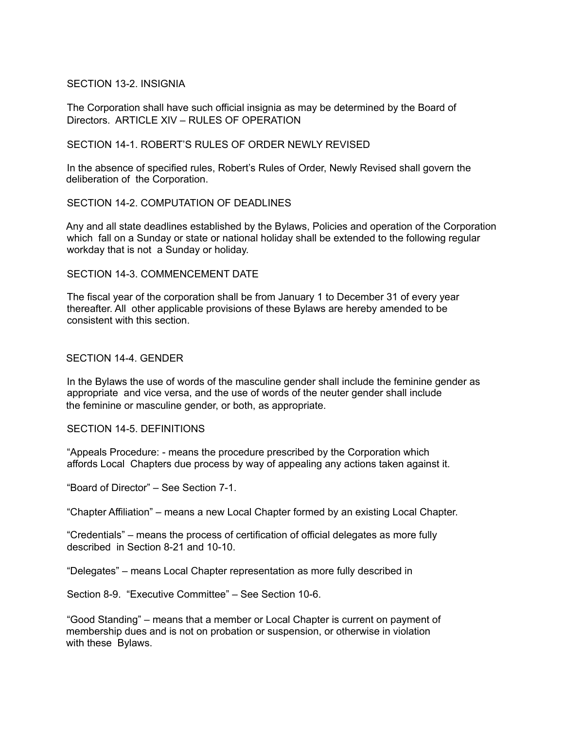SECTION 13-2. INSIGNIA

The Corporation shall have such official insignia as may be determined by the Board of Directors.

ARTICLE XIV – RULES OF OPERATION

SECTION 14-1. ROBERT'S RULES OF ORDER NEWLY REVISED

In the absence of specified rules, Robert's Rules of Order, Newly Revised shall govern the deliberation of the Corporation.

SECTION 14-2. COMPUTATION OF DEADLINES

Any and all state deadlines established by the Bylaws, Policies and operation of the Corporation which fall on a Sunday or state or national holiday shall be extended to the following regular workday that is not a Sunday or holiday.

SECTION 14-3. COMMENCEMENT DATE

The fiscal year of the corporation shall be from January 1 to December 31 of every year thereafter. All other applicable provisions of these Bylaws are hereby amended to be consistent with this section.

SECTION 14-4. GENDER

In the Bylaws the use of words of the masculine gender shall include the feminine gender as appropriate and vice versa, and the use of words of the neuter gender shall include the feminine or masculine gender, or both, as appropriate.

SECTION 14-5. DEFINITIONS

"Appeals Procedure: - means the procedure prescribed by the Corporation which affords Local Chapters due process by way of appealing any actions taken against it.

"Board of Director" – See Section 7-1.

"Chapter Affiliation" – means a new Local Chapter formed by an existing Local Chapter.

"Credentials" – means the process of certification of official delegates as more fully described in Section 8-21 and 10-10.

"Delegates" – means Local Chapter representation as more fully described in Section 8-9.

"Executive Committee" – See Section 10-6.

"Good Standing" – means that a member or Local Chapter is current on payment of membership dues and is not on probation or suspension, or otherwise in violation with these Bylaws.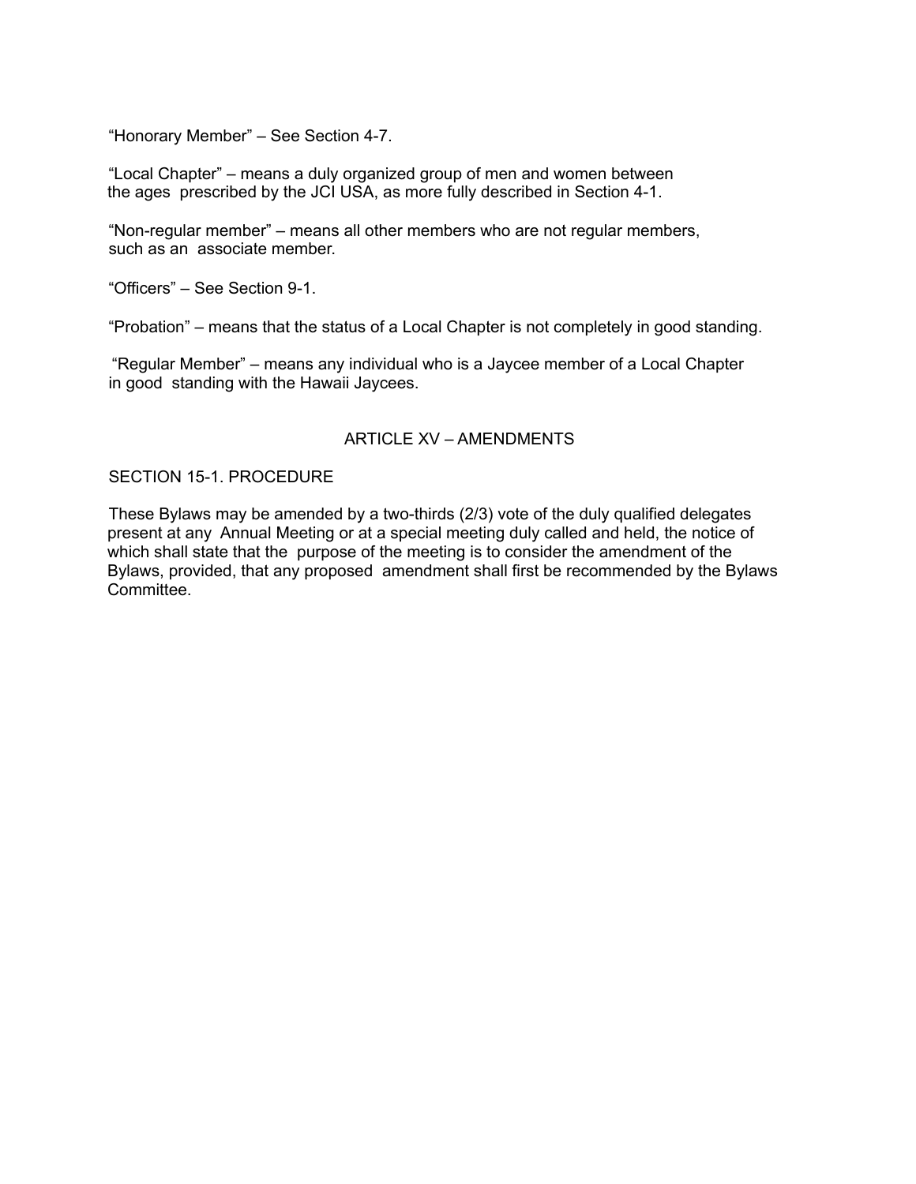"Honorary Member" – See Section 4-7.

"Local Chapter" – means a duly organized group of men and women between the ages prescribed by the JCI USA, as more fully described in Section 4-1.

"Non-regular member" – means all other members who are not regular members, such as an associate member.

"Officers" – See Section 9-1.

"Probation" – means that the status of a Local Chapter is not completely in good standing.

"Regular Member" – means any individual who is a Jaycee member of a Local Chapter in good standing with the Hawaii Jaycees.

## ARTICLE XV – AMENDMENTS

### SECTION 15-1. PROCEDURE

These Bylaws may be amended by a two-thirds (2/3) vote of the duly qualified delegates present at any Annual Meeting or at a special meeting duly called and held, the notice of which shall state that the purpose of the meeting is to consider the amendment of the Bylaws, provided, that any proposed amendment shall first be recommended by the Bylaws Committee.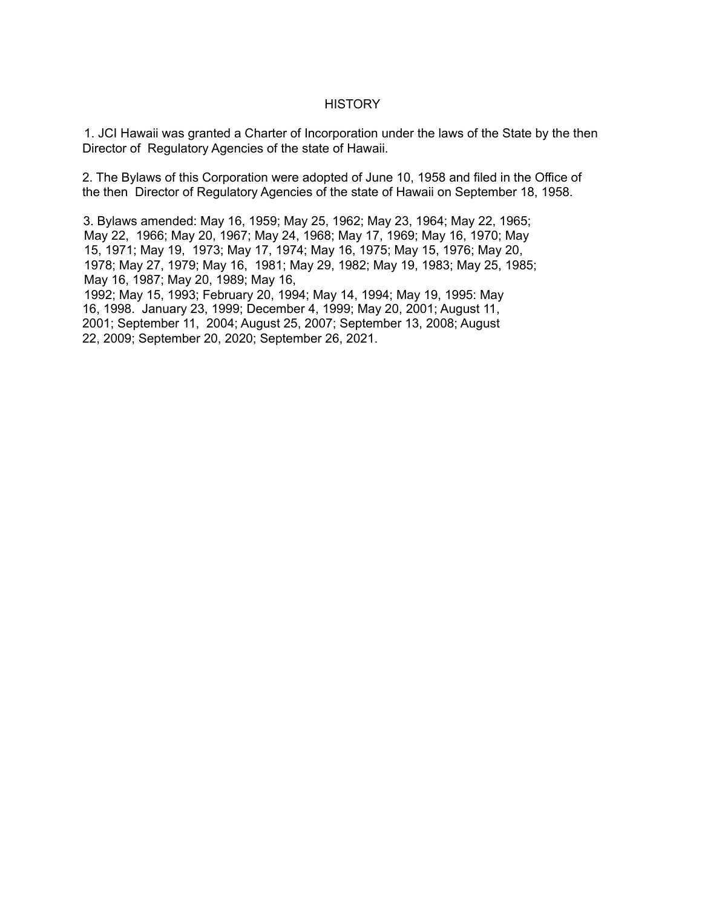# HISTORY

1. JCI Hawaii was granted a Charter of Incorporation under the laws of the State by the then Director of Regulatory Agencies of the state of Hawaii.

2. The Bylaws of this Corporation were adopted of June 10, 1958 and filed in the Office of the then Director of Regulatory Agencies of the state of Hawaii on September 18, 1958.

3. Bylaws amended: May 16, 1959; May 25, 1962; May 23, 1964; May 22, 1965; May 22, 1966; May 20, 1967; May 24, 1968; May 17, 1969; May 16, 1970; May 15, 1971; May 19, 1973; May 17, 1974; May 16, 1975; May 15, 1976; May 20, 1978; May 27, 1979; May 16, 1981; May 29, 1982; May 19, 1983; May 25, 1985; May 16, 1987; May 20, 1989; May 16, 1992; May 15, 1993; February 20, 1994; May 14, 1994; May 19, 1995: May 16, 1998. January 23, 1999; December 4, 1999; May 20, 2001; August 11, 2001; September 11, 2004; August 25, 2007; September 13, 2008; August 22, 2009; September 20, 2020; September 26, 2021.